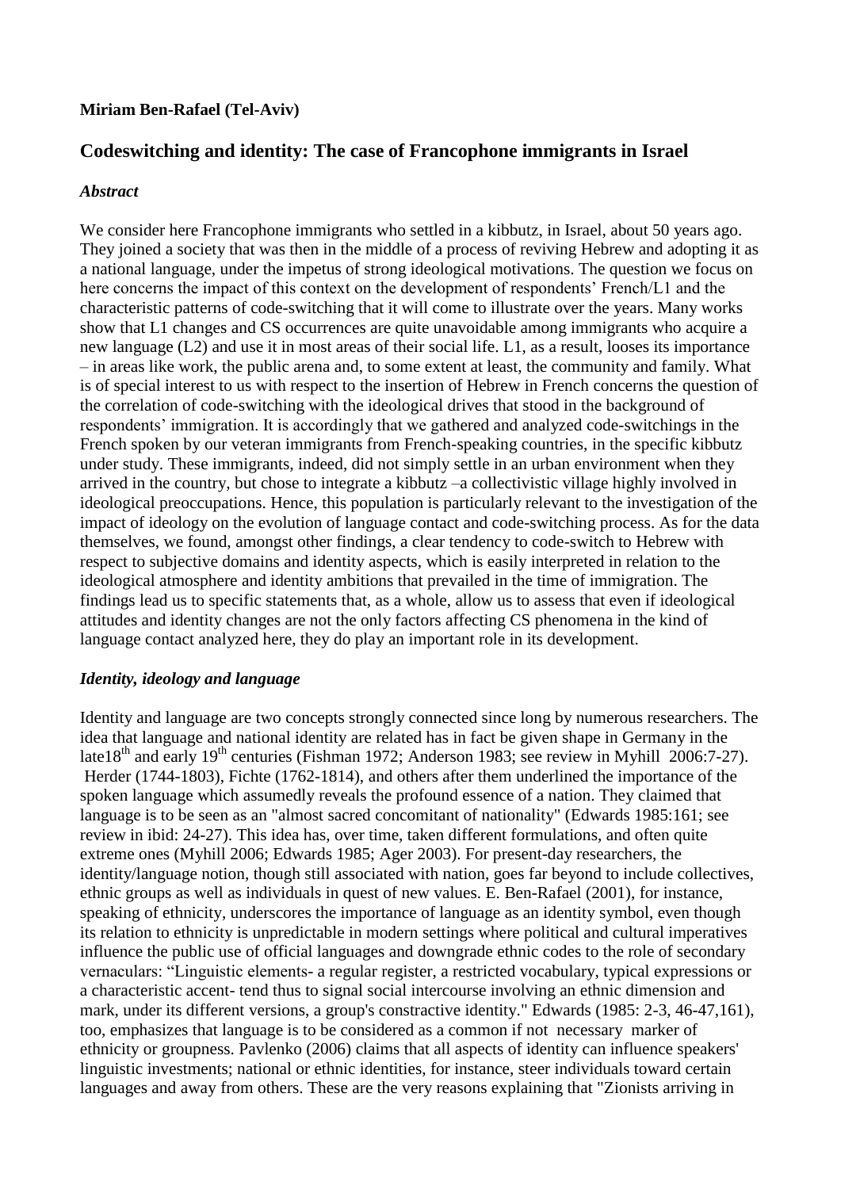**Miriam Ben-Rafael (Tel-Aviv)**

## Codeswitching and identity: The case of Francophone immigrants in Israel

### *Abstract*

We consider here Francophone immigrants who settled in a kibbutz, in Israel, about 50 years ago. They joined a society that was then in the middle of a process of reviving Hebrew and adopting it as a national language, under the impetus of strong ideological motivations. The question we focus on here concerns the impact of this context on the development of respondents' French/L1 and the characteristic patterns of code-switching that it will come to illustrate over the years. Many works show that L1 changes and CS occurrences are quite unavoidable among immigrants who acquire a new language (L2) and use it in most areas of their social life. L1, as a result, looses its importance – in areas like work, the public arena and, to some extent at least, the community and family. What is of special interest to us with respect to the insertion of Hebrew in French concerns the question of the correlation of code-switching with the ideological drives that stood in the background of respondents' immigration. It is accordingly that we gathered and analyzed code-switchings in the French spoken by our veteran immigrants from French-speaking countries, in the specific kibbutz under study. These immigrants, indeed, did not simply settle in an urban environment when they arrived in the country, but chose to integrate a kibbutz –a collectivistic village highly involved in ideological preoccupations. Hence, this population is particularly relevant to the investigation of the impact of ideology on the evolution of language contact and code-switching process. As for the data themselves, we found, amongst other findings, a clear tendency to code-switch to Hebrew with respect to subjective domains and identity aspects, which is easily interpreted in relation to the ideological atmosphere and identity ambitions that prevailed in the time of immigration. The findings lead us to specific statements that, as a whole, allow us to assess that even if ideological attitudes and identity changes are not the only factors affecting CS phenomena in the kind of language contact analyzed here, they do play an important role in its development.

### *Identity, ideology and language*

Identity and language are two concepts strongly connected since long by numerous researchers. The idea that language and national identity are related has in fact be given shape in Germany in the late18th and early 19th centuries (Fishman 1972; Anderson 1983; see review in Myhill 2006:7-27). Herder (1744-1803), Fichte (1762-1814), and others after them underlined the importance of the spoken language which assumedly reveals the profound essence of a nation. They claimed that language is to be seen as an "almost sacred concomitant of nationality" (Edwards 1985:161; see review in ibid: 24-27). This idea has, over time, taken different formulations, and often quite extreme ones (Myhill 2006; Edwards 1985; Ager 2003). For present-day researchers, the identity/language notion, though still associated with nation, goes far beyond to include collectives, ethnic groups as well as individuals in quest of new values. E. Ben-Rafael (2001), for instance, speaking of ethnicity, underscores the importance of language as an identity symbol, even though its relation to ethnicity is unpredictable in modern settings where political and cultural imperatives influence the public use of official languages and downgrade ethnic codes to the role of secondary vernaculars: "Linguistic elements- a regular register, a restricted vocabulary, typical expressions or a characteristic accent- tend thus to signal social intercourse involving an ethnic dimension and mark, under its different versions, a group's constractive identity." Edwards (1985: 2-3, 46-47,161), too, emphasizes that language is to be considered as a common if not necessary marker of ethnicity or groupness. Pavlenko (2006) claims that all aspects of identity can influence speakers' linguistic investments; national or ethnic identities, for instance, steer individuals toward certain languages and away from others. These are the very reasons explaining that "Zionists arriving in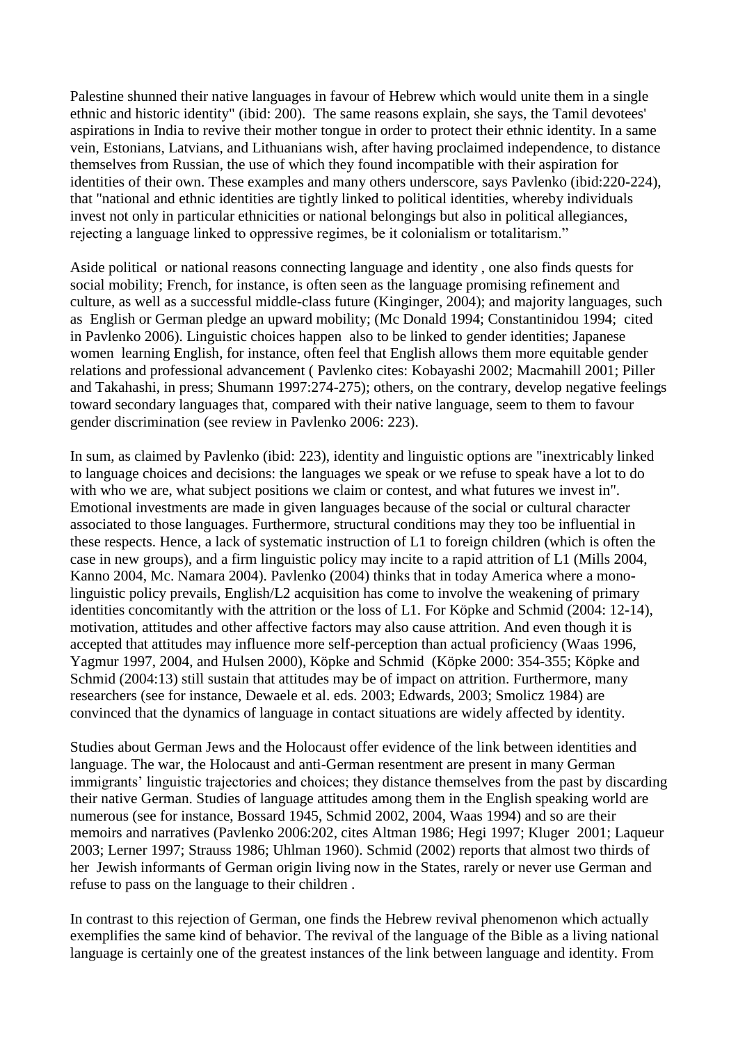Palestine shunned their native languages in favour of Hebrew which would unite them in a single ethnic and historic identity" (ibid: 200). The same reasons explain, she says, the Tamil devotees' aspirations in India to revive their mother tongue in order to protect their ethnic identity. In a same vein, Estonians, Latvians, and Lithuanians wish, after having proclaimed independence, to distance themselves from Russian, the use of which they found incompatible with their aspiration for identities of their own. These examples and many others underscore, says Pavlenko (ibid:220-224), that "national and ethnic identities are tightly linked to political identities, whereby individuals invest not only in particular ethnicities or national belongings but also in political allegiances, rejecting a language linked to oppressive regimes, be it colonialism or totalitarism."

Aside political or national reasons connecting language and identity , one also finds quests for social mobility; French, for instance, is often seen as the language promising refinement and culture, as well as a successful middle-class future (Kinginger, 2004); and majority languages, such as English or German pledge an upward mobility; (Mc Donald 1994; Constantinidou 1994; cited in Pavlenko 2006). Linguistic choices happen also to be linked to gender identities; Japanese women learning English, for instance, often feel that English allows them more equitable gender relations and professional advancement ( Pavlenko cites: Kobayashi 2002; Macmahill 2001; Piller and Takahashi, in press; Shumann 1997:274-275); others, on the contrary, develop negative feelings toward secondary languages that, compared with their native language, seem to them to favour gender discrimination (see review in Pavlenko 2006: 223).

In sum, as claimed by Pavlenko (ibid: 223), identity and linguistic options are "inextricably linked to language choices and decisions: the languages we speak or we refuse to speak have a lot to do with who we are, what subject positions we claim or contest, and what futures we invest in". Emotional investments are made in given languages because of the social or cultural character associated to those languages. Furthermore, structural conditions may they too be influential in these respects. Hence, a lack of systematic instruction of L1 to foreign children (which is often the case in new groups), and a firm linguistic policy may incite to a rapid attrition of L1 (Mills 2004, Kanno 2004, Mc. Namara 2004). Pavlenko (2004) thinks that in today America where a mono-linguistic policy prevails, English/L2 acquisition has come to involve the weakening of primary identities concomitantly with the attrition or the loss of L1. For Köpke and Schmid (2004: 12-14), motivation, attitudes and other affective factors may also cause attrition. And even though it is accepted that attitudes may influence more self-perception than actual proficiency (Waas 1996, Yagmur 1997, 2004, and Hulsen 2000), Köpke and Schmid (Köpke 2000: 354-355; Köpke and Schmid (2004:13) still sustain that attitudes may be of impact on attrition. Furthermore, many researchers (see for instance, Dewaele et al. eds. 2003; Edwards, 2003; Smolicz 1984) are convinced that the dynamics of language in contact situations are widely affected by identity.

Studies about German Jews and the Holocaust offer evidence of the link between identities and language. The war, the Holocaust and anti-German resentment are present in many German immigrants' linguistic trajectories and choices; they distance themselves from the past by discarding their native German. Studies of language attitudes among them in the English speaking world are numerous (see for instance, Bossard 1945, Schmid 2002, 2004, Waas 1994) and so are their memoirs and narratives (Pavlenko 2006:202, cites Altman 1986; Hegi 1997; Kluger 2001; Laqueur 2003; Lerner 1997; Strauss 1986; Uhlman 1960). Schmid (2002) reports that almost two thirds of her Jewish informants of German origin living now in the States, rarely or never use German and refuse to pass on the language to their children .

In contrast to this rejection of German, one finds the Hebrew revival phenomenon which actually exemplifies the same kind of behavior. The revival of the language of the Bible as a living national language is certainly one of the greatest instances of the link between language and identity. From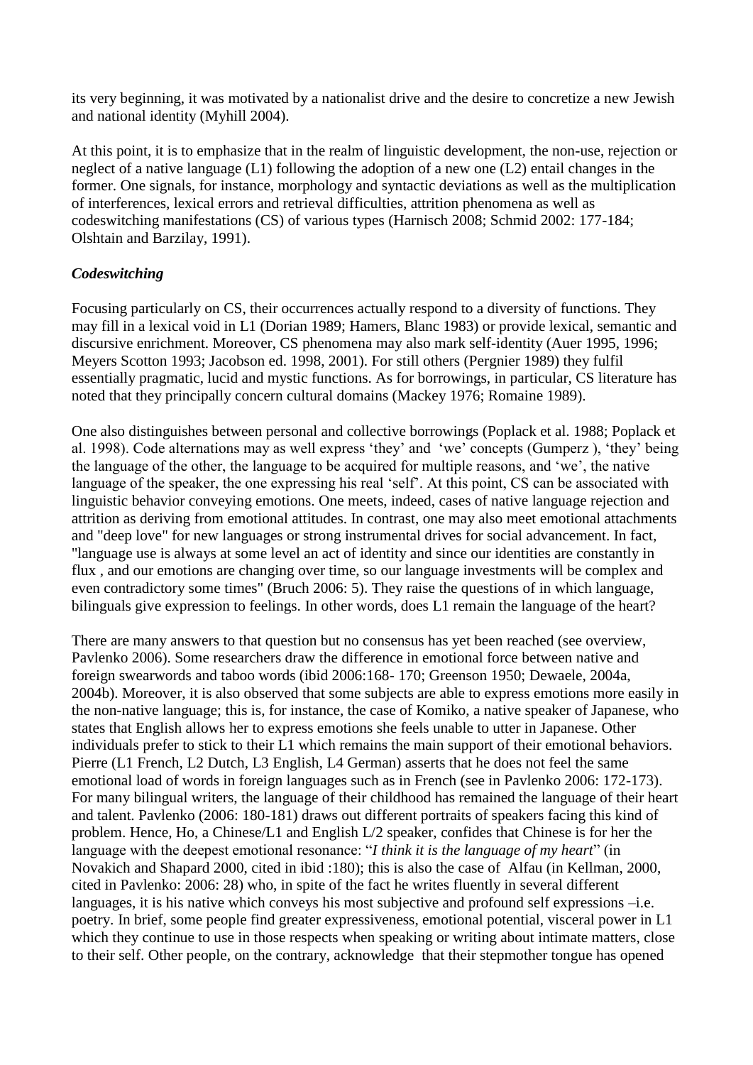its very beginning, it was motivated by a nationalist drive and the desire to concretize a new Jewish and national identity (Myhill 2004).

At this point, it is to emphasize that in the realm of linguistic development, the non-use, rejection or neglect of a native language (L1) following the adoption of a new one (L2) entail changes in the former. One signals, for instance, morphology and syntactic deviations as well as the multiplication of interferences, lexical errors and retrieval difficulties, attrition phenomena as well as codeswitching manifestations (CS) of various types (Harnisch 2008; Schmid 2002: 177-184; Olshtain and Barzilay, 1991).

### ***Codeswitching***

Focusing particularly on CS, their occurrences actually respond to a diversity of functions. They may fill in a lexical void in L1 (Dorian 1989; Hamers, Blanc 1983) or provide lexical, semantic and discursive enrichment. Moreover, CS phenomena may also mark self-identity (Auer 1995, 1996; Meyers Scotton 1993; Jacobson ed. 1998, 2001). For still others (Pergnier 1989) they fulfil essentially pragmatic, lucid and mystic functions. As for borrowings, in particular, CS literature has noted that they principally concern cultural domains (Mackey 1976; Romaine 1989).

One also distinguishes between personal and collective borrowings (Poplack et al. 1988; Poplack et al. 1998). Code alternations may as well express 'they' and 'we' concepts (Gumperz ), 'they' being the language of the other, the language to be acquired for multiple reasons, and 'we', the native language of the speaker, the one expressing his real 'self'. At this point, CS can be associated with linguistic behavior conveying emotions. One meets, indeed, cases of native language rejection and attrition as deriving from emotional attitudes. In contrast, one may also meet emotional attachments and "deep love" for new languages or strong instrumental drives for social advancement. In fact, "language use is always at some level an act of identity and since our identities are constantly in flux , and our emotions are changing over time, so our language investments will be complex and even contradictory some times" (Bruch 2006: 5). They raise the questions of in which language, bilinguals give expression to feelings. In other words, does L1 remain the language of the heart?

There are many answers to that question but no consensus has yet been reached (see overview, Pavlenko 2006). Some researchers draw the difference in emotional force between native and foreign swearwords and taboo words (ibid 2006:168- 170; Greenson 1950; Dewaele, 2004a, 2004b). Moreover, it is also observed that some subjects are able to express emotions more easily in the non-native language; this is, for instance, the case of Komiko, a native speaker of Japanese, who states that English allows her to express emotions she feels unable to utter in Japanese. Other individuals prefer to stick to their L1 which remains the main support of their emotional behaviors. Pierre (L1 French, L2 Dutch, L3 English, L4 German) asserts that he does not feel the same emotional load of words in foreign languages such as in French (see in Pavlenko 2006: 172-173). For many bilingual writers, the language of their childhood has remained the language of their heart and talent. Pavlenko (2006: 180-181) draws out different portraits of speakers facing this kind of problem. Hence, Ho, a Chinese/L1 and English L/2 speaker, confides that Chinese is for her the language with the deepest emotional resonance: "*I think it is the language of my heart*" (in Novakich and Shapard 2000, cited in ibid :180); this is also the case of Alfau (in Kellman, 2000, cited in Pavlenko: 2006: 28) who, in spite of the fact he writes fluently in several different languages, it is his native which conveys his most subjective and profound self expressions –i.e. poetry. In brief, some people find greater expressiveness, emotional potential, visceral power in L1 which they continue to use in those respects when speaking or writing about intimate matters, close to their self. Other people, on the contrary, acknowledge that their stepmother tongue has opened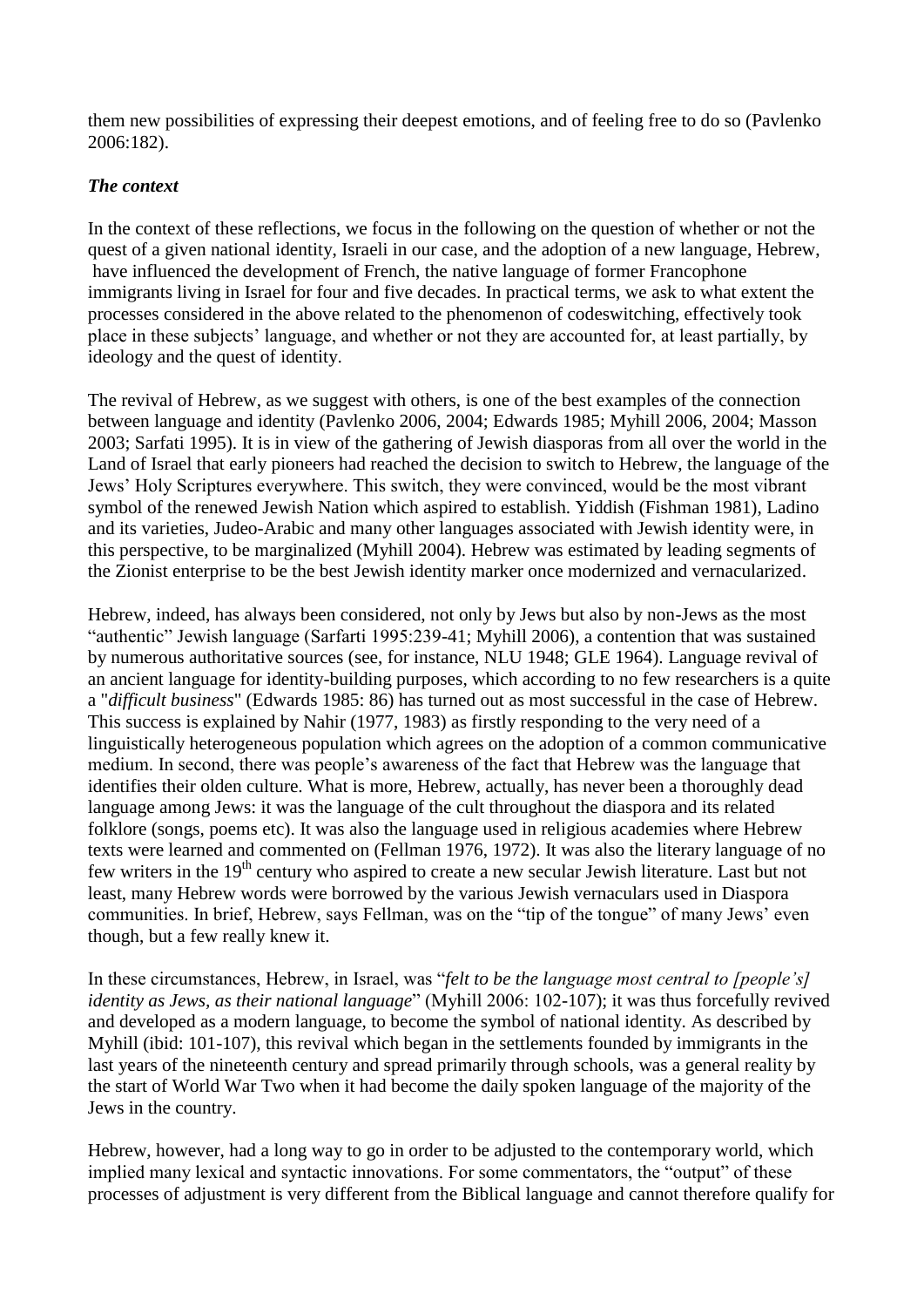them new possibilities of expressing their deepest emotions, and of feeling free to do so (Pavlenko 2006:182).

### *The context*

In the context of these reflections, we focus in the following on the question of whether or not the quest of a given national identity, Israeli in our case, and the adoption of a new language, Hebrew, have influenced the development of French, the native language of former Francophone immigrants living in Israel for four and five decades. In practical terms, we ask to what extent the processes considered in the above related to the phenomenon of codeswitching, effectively took place in these subjects' language, and whether or not they are accounted for, at least partially, by ideology and the quest of identity.

The revival of Hebrew, as we suggest with others, is one of the best examples of the connection between language and identity (Pavlenko 2006, 2004; Edwards 1985; Myhill 2006, 2004; Masson 2003; Sarfati 1995). It is in view of the gathering of Jewish diasporas from all over the world in the Land of Israel that early pioneers had reached the decision to switch to Hebrew, the language of the Jews' Holy Scriptures everywhere. This switch, they were convinced, would be the most vibrant symbol of the renewed Jewish Nation which aspired to establish. Yiddish (Fishman 1981), Ladino and its varieties, Judeo-Arabic and many other languages associated with Jewish identity were, in this perspective, to be marginalized (Myhill 2004). Hebrew was estimated by leading segments of the Zionist enterprise to be the best Jewish identity marker once modernized and vernacularized.

Hebrew, indeed, has always been considered, not only by Jews but also by non-Jews as the most "authentic" Jewish language (Sarfarti 1995:239-41; Myhill 2006), a contention that was sustained by numerous authoritative sources (see, for instance, NLU 1948; GLE 1964). Language revival of an ancient language for identity-building purposes, which according to no few researchers is a quite a "*difficult business*" (Edwards 1985: 86) has turned out as most successful in the case of Hebrew. This success is explained by Nahir (1977, 1983) as firstly responding to the very need of a linguistically heterogeneous population which agrees on the adoption of a common communicative medium. In second, there was people's awareness of the fact that Hebrew was the language that identifies their olden culture. What is more, Hebrew, actually, has never been a thoroughly dead language among Jews: it was the language of the cult throughout the diaspora and its related folklore (songs, poems etc). It was also the language used in religious academies where Hebrew texts were learned and commented on (Fellman 1976, 1972). It was also the literary language of no few writers in the 19th century who aspired to create a new secular Jewish literature. Last but not least, many Hebrew words were borrowed by the various Jewish vernaculars used in Diaspora communities. In brief, Hebrew, says Fellman, was on the "tip of the tongue" of many Jews' even though, but a few really knew it.

In these circumstances, Hebrew, in Israel, was "*felt to be the language most central to [people's] identity as Jews, as their national language*" (Myhill 2006: 102-107); it was thus forcefully revived and developed as a modern language, to become the symbol of national identity. As described by Myhill (ibid: 101-107), this revival which began in the settlements founded by immigrants in the last years of the nineteenth century and spread primarily through schools, was a general reality by the start of World War Two when it had become the daily spoken language of the majority of the Jews in the country.

Hebrew, however, had a long way to go in order to be adjusted to the contemporary world, which implied many lexical and syntactic innovations. For some commentators, the "output" of these processes of adjustment is very different from the Biblical language and cannot therefore qualify for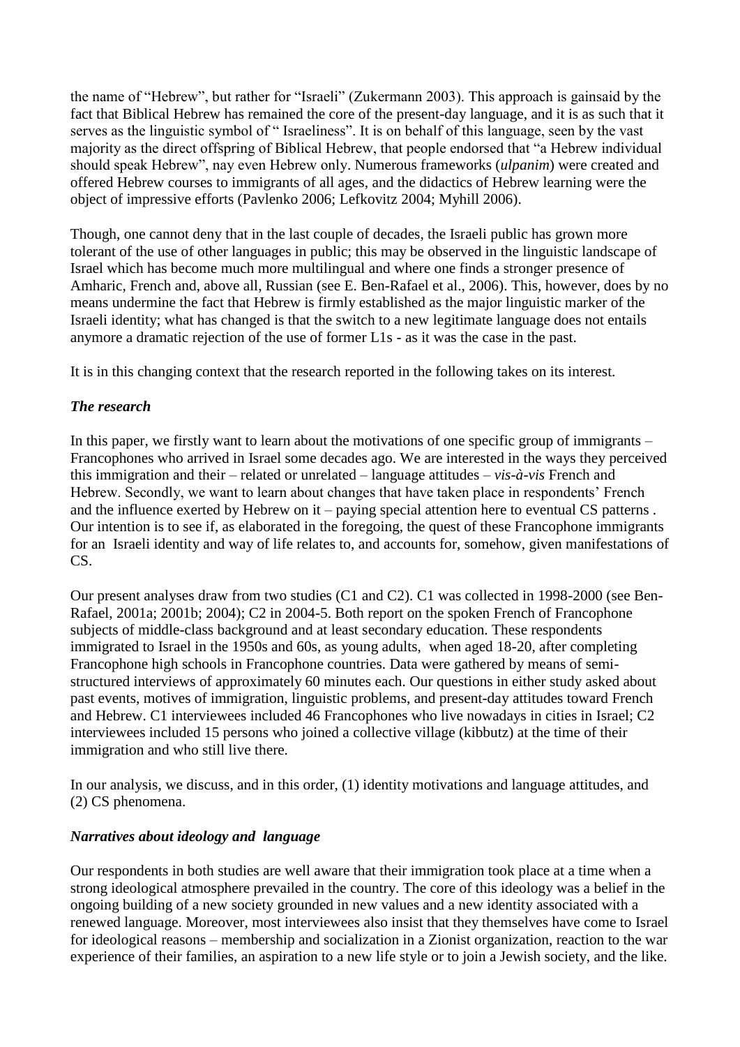the name of "Hebrew", but rather for "Israeli" (Zukermann 2003). This approach is gainsaid by the fact that Biblical Hebrew has remained the core of the present-day language, and it is as such that it serves as the linguistic symbol of " Israeliness". It is on behalf of this language, seen by the vast majority as the direct offspring of Biblical Hebrew, that people endorsed that "a Hebrew individual should speak Hebrew", nay even Hebrew only. Numerous frameworks (*ulpanim*) were created and offered Hebrew courses to immigrants of all ages, and the didactics of Hebrew learning were the object of impressive efforts (Pavlenko 2006; Lefkovitz 2004; Myhill 2006).

Though, one cannot deny that in the last couple of decades, the Israeli public has grown more tolerant of the use of other languages in public; this may be observed in the linguistic landscape of Israel which has become much more multilingual and where one finds a stronger presence of Amharic, French and, above all, Russian (see E. Ben-Rafael et al., 2006). This, however, does by no means undermine the fact that Hebrew is firmly established as the major linguistic marker of the Israeli identity; what has changed is that the switch to a new legitimate language does not entails anymore a dramatic rejection of the use of former L1s - as it was the case in the past.

It is in this changing context that the research reported in the following takes on its interest.

### *The research*

In this paper, we firstly want to learn about the motivations of one specific group of immigrants – Francophones who arrived in Israel some decades ago. We are interested in the ways they perceived this immigration and their – related or unrelated – language attitudes – *vis-à-vis* French and Hebrew. Secondly, we want to learn about changes that have taken place in respondents' French and the influence exerted by Hebrew on it – paying special attention here to eventual CS patterns . Our intention is to see if, as elaborated in the foregoing, the quest of these Francophone immigrants for an Israeli identity and way of life relates to, and accounts for, somehow, given manifestations of CS.

Our present analyses draw from two studies (C1 and C2). C1 was collected in 1998-2000 (see Ben-Rafael, 2001a; 2001b; 2004); C2 in 2004-5. Both report on the spoken French of Francophone subjects of middle-class background and at least secondary education. These respondents immigrated to Israel in the 1950s and 60s, as young adults, when aged 18-20, after completing Francophone high schools in Francophone countries. Data were gathered by means of semi-structured interviews of approximately 60 minutes each. Our questions in either study asked about past events, motives of immigration, linguistic problems, and present-day attitudes toward French and Hebrew. C1 interviewees included 46 Francophones who live nowadays in cities in Israel; C2 interviewees included 15 persons who joined a collective village (kibbutz) at the time of their immigration and who still live there.

In our analysis, we discuss, and in this order, (1) identity motivations and language attitudes, and (2) CS phenomena.

### *Narratives about ideology and language*

Our respondents in both studies are well aware that their immigration took place at a time when a strong ideological atmosphere prevailed in the country. The core of this ideology was a belief in the ongoing building of a new society grounded in new values and a new identity associated with a renewed language. Moreover, most interviewees also insist that they themselves have come to Israel for ideological reasons – membership and socialization in a Zionist organization, reaction to the war experience of their families, an aspiration to a new life style or to join a Jewish society, and the like.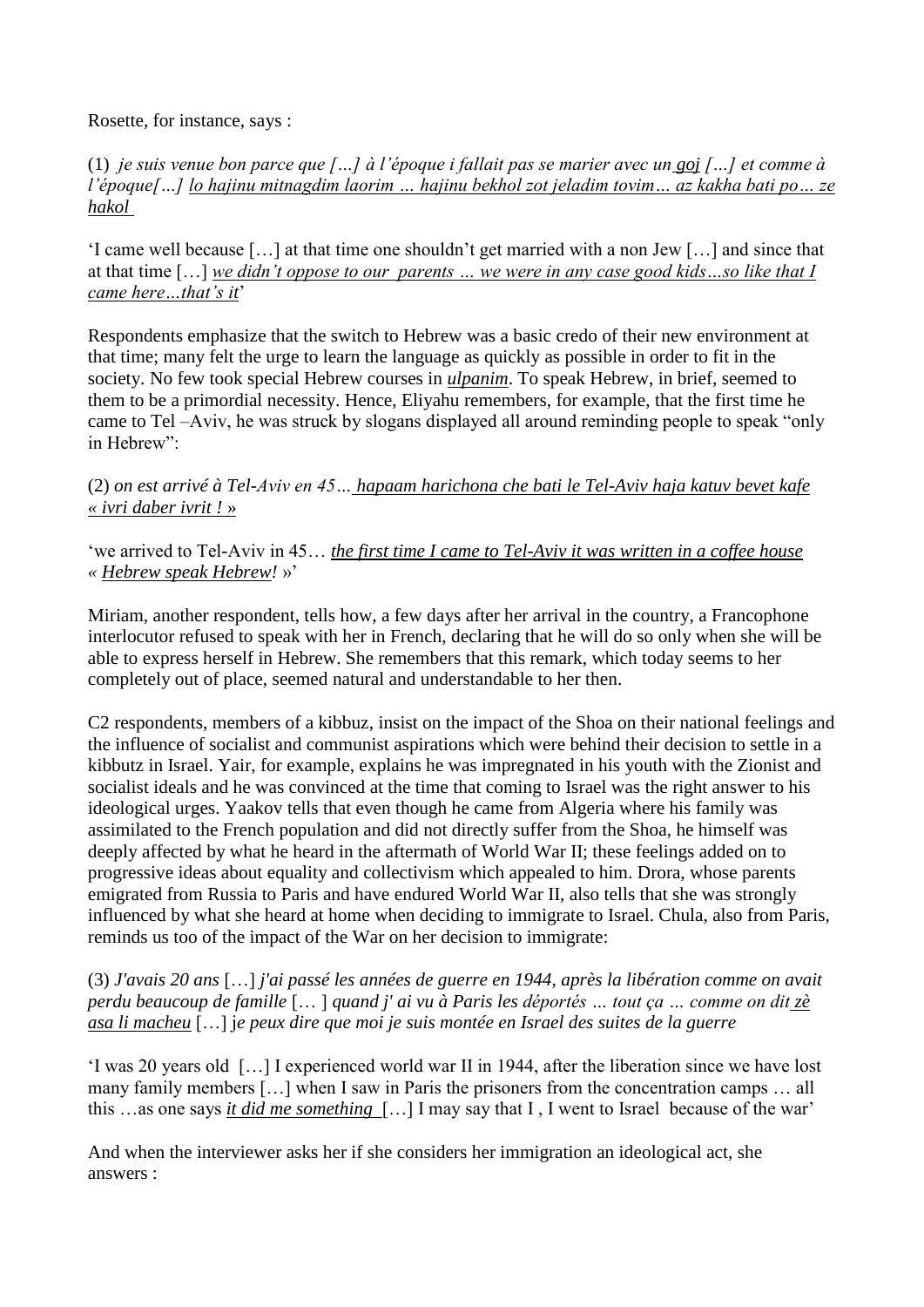Rosette, for instance, says :

(1) *je suis venue bon parce que […] à l'époque i fallait pas se marier avec un* *goj* *[…] et comme à l'époque[…]* *lo hajinu mitnagdim laorim … hajinu bekhol zot jeladim tovim… az kakha bati po… ze hakol*

'I came well because […] at that time one shouldn't get married with a non Jew […] and since that at that time […] *we didn't oppose to our parents … we were in any case good kids…so like that I came here…that's it*'

Respondents emphasize that the switch to Hebrew was a basic credo of their new environment at that time; many felt the urge to learn the language as quickly as possible in order to fit in the society. No few took special Hebrew courses in *ulpanim*. To speak Hebrew, in brief, seemed to them to be a primordial necessity. Hence, Eliyahu remembers, for example, that the first time he came to Tel –Aviv, he was struck by slogans displayed all around reminding people to speak "only in Hebrew":

(2) *on est arrivé à Tel-Aviv en 45…* *hapaam harichona che bati le Tel-Aviv haja katuv bevet kafe « ivri daber ivrit ! »*

'we arrived to Tel-Aviv in 45… *the first time I came to Tel-Aviv it was written in a coffee house « Hebrew speak Hebrew!* »'

Miriam, another respondent, tells how, a few days after her arrival in the country, a Francophone interlocutor refused to speak with her in French, declaring that he will do so only when she will be able to express herself in Hebrew. She remembers that this remark, which today seems to her completely out of place, seemed natural and understandable to her then.

C2 respondents, members of a kibbuz, insist on the impact of the Shoa on their national feelings and the influence of socialist and communist aspirations which were behind their decision to settle in a kibbutz in Israel. Yair, for example, explains he was impregnated in his youth with the Zionist and socialist ideals and he was convinced at the time that coming to Israel was the right answer to his ideological urges. Yaakov tells that even though he came from Algeria where his family was assimilated to the French population and did not directly suffer from the Shoa, he himself was deeply affected by what he heard in the aftermath of World War II; these feelings added on to progressive ideas about equality and collectivism which appealed to him. Drora, whose parents emigrated from Russia to Paris and have endured World War II, also tells that she was strongly influenced by what she heard at home when deciding to immigrate to Israel. Chula, also from Paris, reminds us too of the impact of the War on her decision to immigrate:

(3) *J'avais 20 ans* […] *j'ai passé les années de guerre en 1944, après la libération comme on avait perdu beaucoup de famille* [… ] *quand j' ai vu à Paris les déportés … tout ça … comme on dit* *zè asa li macheu* […] *je peux dire que moi je suis montée en Israel des suites de la guerre*

'I was 20 years old […] I experienced world war II in 1944, after the liberation since we have lost many family members […] when I saw in Paris the prisoners from the concentration camps … all this …as one says *it did me something* […] I may say that I , I went to Israel because of the war'

And when the interviewer asks her if she considers her immigration an ideological act, she answers :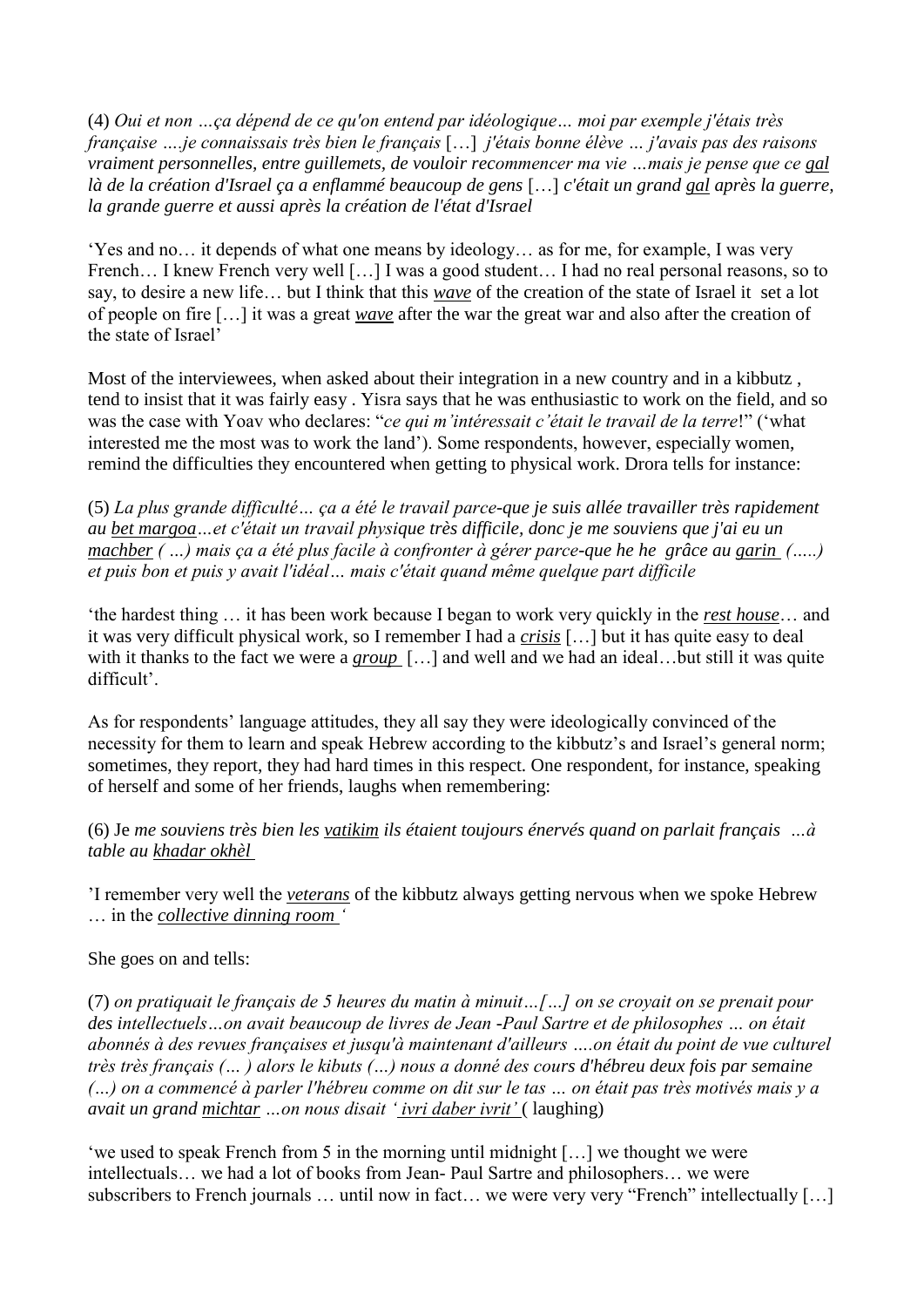(4) *Oui et non …ça dépend de ce qu'on entend par idéologique… moi par exemple j'étais très française ….je connaissais très bien le français* […] *j'étais bonne élève … j'avais pas des raisons vraiment personnelles, entre guillemets, de vouloir recommencer ma vie …mais je pense que ce gal là de la création d'Israel ça a enflammé beaucoup de gens* […] *c'était un grand gal après la guerre, la grande guerre et aussi après la création de l'état d'Israel*

'Yes and no… it depends of what one means by ideology… as for me, for example, I was very French… I knew French very well […] I was a good student… I had no real personal reasons, so to say, to desire a new life… but I think that this ***wave*** of the creation of the state of Israel it set a lot of people on fire […] it was a great ***wave*** after the war the great war and also after the creation of the state of Israel'

Most of the interviewees, when asked about their integration in a new country and in a kibbutz , tend to insist that it was fairly easy . Yisra says that he was enthusiastic to work on the field, and so was the case with Yoav who declares: "*ce qui m'intéressait c'était le travail de la terre*!" ('what interested me the most was to work the land'). Some respondents, however, especially women, remind the difficulties they encountered when getting to physical work. Drora tells for instance:

(5) *La plus grande difficulté… ça a été le travail parce-que je suis allée travailler très rapidement au bet margoa…et c'était un travail physique très difficile, donc je me souviens que j'ai eu un machber ( …) mais ça a été plus facile à confronter à gérer parce-que he he grâce au garin (…..) et puis bon et puis y avait l'idéal… mais c'était quand même quelque part difficile*

'the hardest thing … it has been work because I began to work very quickly in the ***rest house***… and it was very difficult physical work, so I remember I had a ***crisis*** […] but it has quite easy to deal with it thanks to the fact we were a ***group*** […] and well and we had an ideal…but still it was quite difficult'.

As for respondents' language attitudes, they all say they were ideologically convinced of the necessity for them to learn and speak Hebrew according to the kibbutz's and Israel's general norm; sometimes, they report, they had hard times in this respect. One respondent, for instance, speaking of herself and some of her friends, laughs when remembering:

(6) Je *me souviens très bien les vatikim ils étaient toujours énervés quand on parlait français …à table au khadar okhèl*

'I remember very well the ***veterans*** of the kibbutz always getting nervous when we spoke Hebrew … in the ***collective dinning room*** '

She goes on and tells:

(7) *on pratiquait le français de 5 heures du matin à minuit…[…] on se croyait on se prenait pour des intellectuels…on avait beaucoup de livres de Jean -Paul Sartre et de philosophes … on était abonnés à des revues françaises et jusqu'à maintenant d'ailleurs ….on était du point de vue culturel très très français (… ) alors le kibuts (…) nous a donné des cours d'hébreu deux fois par semaine (…) on a commencé à parler l'hébreu comme on dit sur le tas … on était pas très motivés mais y a avait un grand michtar …on nous disait ' ivri daber ivrit'* ( laughing)

'we used to speak French from 5 in the morning until midnight […] we thought we were intellectuals… we had a lot of books from Jean- Paul Sartre and philosophers… we were subscribers to French journals … until now in fact… we were very very "French" intellectually […]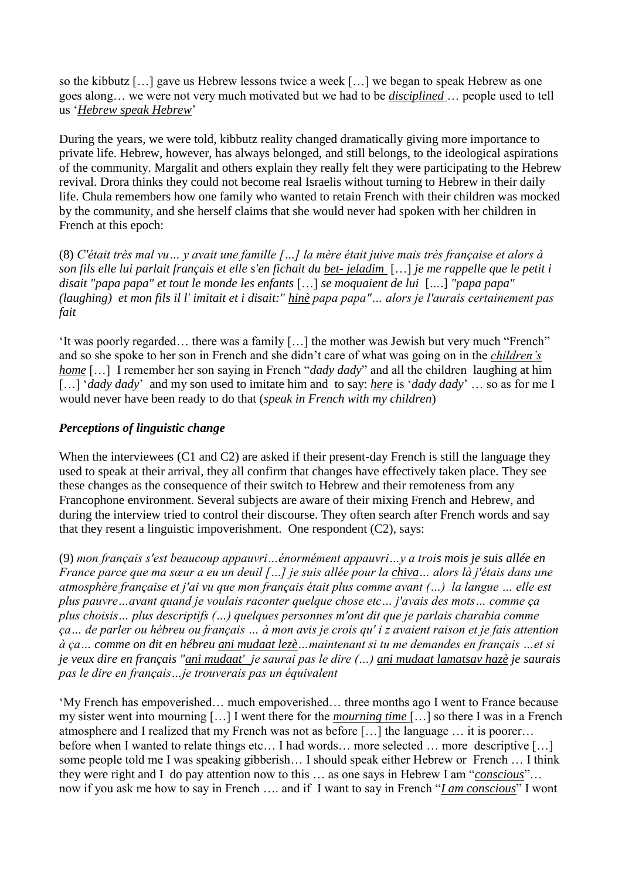so the kibbutz […] gave us Hebrew lessons twice a week […] we began to speak Hebrew as one goes along… we were not very much motivated but we had to be *disciplined* … people used to tell us '*Hebrew speak Hebrew*'

During the years, we were told, kibbutz reality changed dramatically giving more importance to private life. Hebrew, however, has always belonged, and still belongs, to the ideological aspirations of the community. Margalit and others explain they really felt they were participating to the Hebrew revival. Drora thinks they could not become real Israelis without turning to Hebrew in their daily life. Chula remembers how one family who wanted to retain French with their children was mocked by the community, and she herself claims that she would never had spoken with her children in French at this epoch:

(8) *C'était très mal vu… y avait une famille […] la mère était juive mais très française et alors à son fils elle lui parlait français et elle s'en fichait du bet- jeladim […] je me rappelle que le petit i disait "papa papa" et tout le monde les enfants […] se moquaient de lui […] "papa papa" (laughing) et mon fils il l' imitait et i disait:" hinè papa papa"… alors je l'aurais certainement pas fait*

'It was poorly regarded… there was a family […] the mother was Jewish but very much "French" and so she spoke to her son in French and she didn't care of what was going on in the *children's home* […] I remember her son saying in French "*dady dady*" and all the children laughing at him […] '*dady dady*' and my son used to imitate him and to say: *here* is '*dady dady*' … so as for me I would never have been ready to do that (*speak in French with my children*)

### *Perceptions of linguistic change*

When the interviewees (C1 and C2) are asked if their present-day French is still the language they used to speak at their arrival, they all confirm that changes have effectively taken place. They see these changes as the consequence of their switch to Hebrew and their remoteness from any Francophone environment. Several subjects are aware of their mixing French and Hebrew, and during the interview tried to control their discourse. They often search after French words and say that they resent a linguistic impoverishment. One respondent (C2), says:

(9) *mon français s'est beaucoup appauvri…énormément appauvri…y a trois mois je suis allée en France parce que ma sœur a eu un deuil […] je suis allée pour la chiva… alors là j'étais dans une atmosphère française et j'ai vu que mon français était plus comme avant (…) la langue … elle est plus pauvre…avant quand je voulais raconter quelque chose etc… j'avais des mots… comme ça plus choisis… plus descriptifs (…) quelques personnes m'ont dit que je parlais charabia comme ça… de parler ou hébreu ou français … à mon avis je crois qu' i z avaient raison et je fais attention à ça… comme on dit en hébreu ani mudaat lezè…maintenant si tu me demandes en français …et si je veux dire en français "ani mudaat' je saurai pas le dire (…) ani mudaat lamatsav hazè je saurais pas le dire en français…je trouverais pas un équivalent*

'My French has empoverished… much empoverished… three months ago I went to France because my sister went into mourning […] I went there for the *mourning time* […] so there I was in a French atmosphere and I realized that my French was not as before […] the language … it is poorer… before when I wanted to relate things etc… I had words… more selected … more descriptive […] some people told me I was speaking gibberish… I should speak either Hebrew or French … I think they were right and I do pay attention now to this … as one says in Hebrew I am "*conscious*"… now if you ask me how to say in French …. and if I want to say in French "*I am conscious*" I wont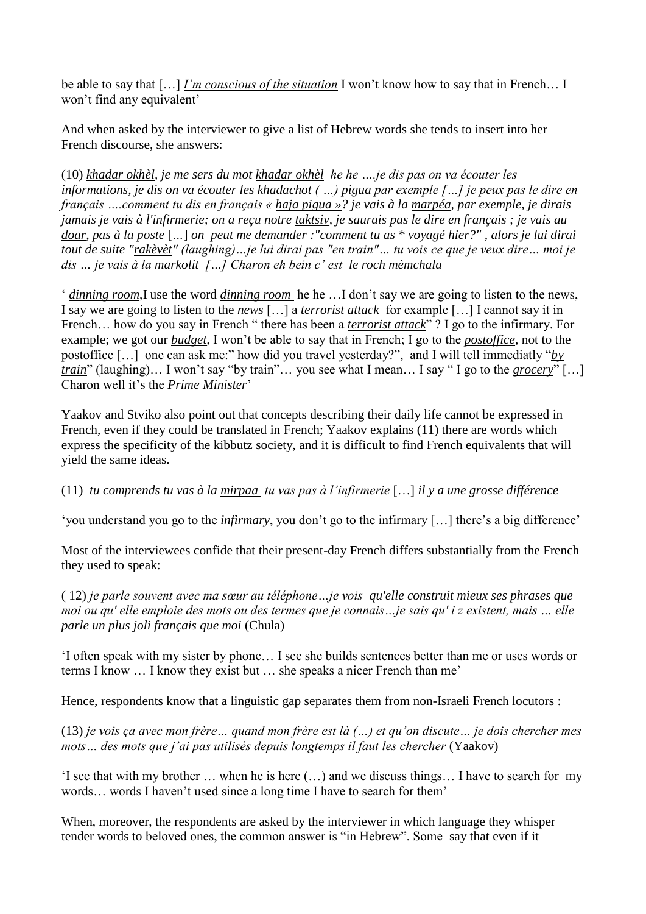be able to say that […] *I'm conscious of the situation* I won't know how to say that in French… I won't find any equivalent'

And when asked by the interviewer to give a list of Hebrew words she tends to insert into her French discourse, she answers:

(10) *khadar okhèl, je me sers du mot khadar okhèl he he ….je dis pas on va écouter les informations, je dis on va écouter les khadachot ( …) pigua par exemple […] je peux pas le dire en français ….comment tu dis en français « haja pigua »? je vais à la marpéa, par exemple, je dirais jamais je vais à l'infirmerie; on a reçu notre taktsiv, je saurais pas le dire en français ; je vais au doar, pas à la poste* […] *on peut me demander :"comment tu as \* voyagé hier?" , alors je lui dirai tout de suite "rakèvèt" (laughing)…je lui dirai pas "en train"… tu vois ce que je veux dire… moi je dis … je vais à la markolit […] Charon eh bein c' est le roch mèmchala*

' *dinning room*,I use the word *dinning room* he he …I don't say we are going to listen to the news, I say we are going to listen to the *news* […] a *terrorist attack* for example […] I cannot say it in French… how do you say in French " there has been a *terrorist attack*" ? I go to the infirmary. For example; we got our *budget*, I won't be able to say that in French; I go to the *postoffice*, not to the postoffice […] one can ask me:" how did you travel yesterday?", and I will tell immediatly "*by train*" (laughing)… I won't say "by train"… you see what I mean… I say " I go to the *grocery*" […] Charon well it's the *Prime Minister*'

Yaakov and Stviko also point out that concepts describing their daily life cannot be expressed in French, even if they could be translated in French; Yaakov explains (11) there are words which express the specificity of the kibbutz society, and it is difficult to find French equivalents that will yield the same ideas.

(11) *tu comprends tu vas à la mirpaa tu vas pas à l'infirmerie* […] *il y a une grosse différence*

'you understand you go to the *infirmary*, you don't go to the infirmary […] there's a big difference'

Most of the interviewees confide that their present-day French differs substantially from the French they used to speak:

( 12) *je parle souvent avec ma sœur au téléphone…je vois qu'elle construit mieux ses phrases que moi ou qu' elle emploie des mots ou des termes que je connais…je sais qu' i z existent, mais … elle parle un plus joli français que moi* (Chula)

'I often speak with my sister by phone… I see she builds sentences better than me or uses words or terms I know … I know they exist but … she speaks a nicer French than me'

Hence, respondents know that a linguistic gap separates them from non-Israeli French locutors :

(13) *je vois ça avec mon frère… quand mon frère est là (…) et qu'on discute… je dois chercher mes mots… des mots que j'ai pas utilisés depuis longtemps il faut les chercher* (Yaakov)

'I see that with my brother … when he is here (…) and we discuss things… I have to search for my words… words I haven't used since a long time I have to search for them'

When, moreover, the respondents are asked by the interviewer in which language they whisper tender words to beloved ones, the common answer is "in Hebrew". Some say that even if it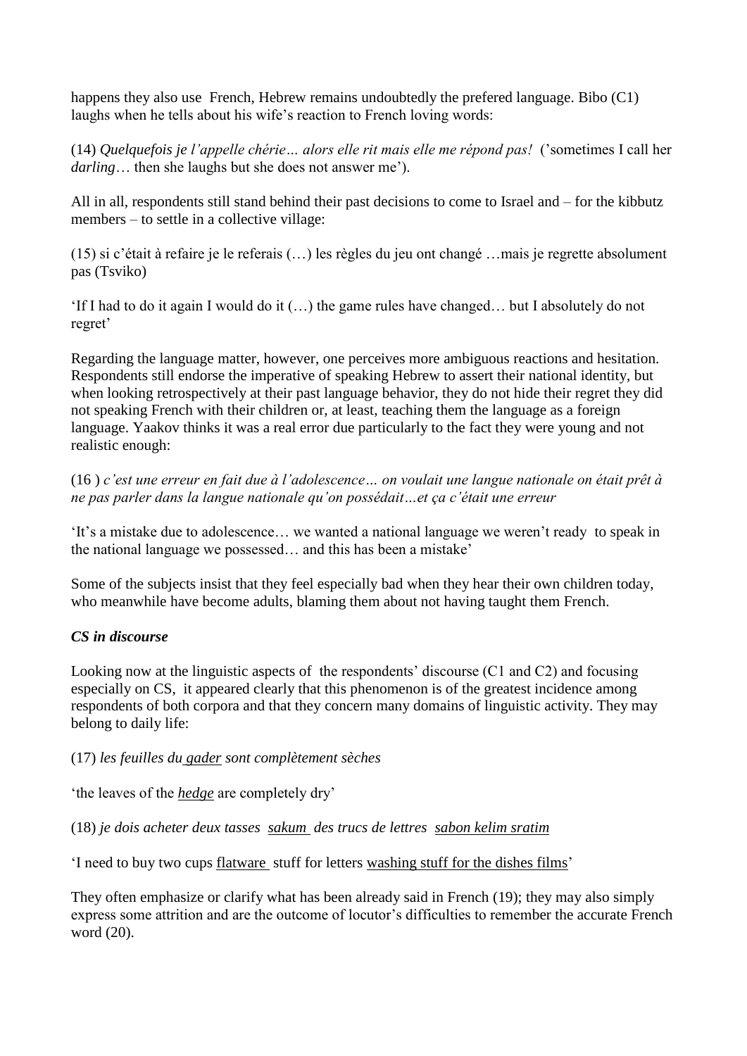happens they also use French, Hebrew remains undoubtedly the prefered language. Bibo (C1) laughs when he tells about his wife's reaction to French loving words:

(14) *Quelquefois je l'appelle chérie… alors elle rit mais elle me répond pas!* ('sometimes I call her *darling*… then she laughs but she does not answer me').

All in all, respondents still stand behind their past decisions to come to Israel and – for the kibbutz members – to settle in a collective village:

(15) si c'était à refaire je le referais (…) les règles du jeu ont changé …mais je regrette absolument pas (Tsviko)

'If I had to do it again I would do it (…) the game rules have changed… but I absolutely do not regret'

Regarding the language matter, however, one perceives more ambiguous reactions and hesitation. Respondents still endorse the imperative of speaking Hebrew to assert their national identity, but when looking retrospectively at their past language behavior, they do not hide their regret they did not speaking French with their children or, at least, teaching them the language as a foreign language. Yaakov thinks it was a real error due particularly to the fact they were young and not realistic enough:

(16 ) *c'est une erreur en fait due à l'adolescence… on voulait une langue nationale on était prêt à ne pas parler dans la langue nationale qu'on possédait…et ça c'était une erreur*

'It's a mistake due to adolescence… we wanted a national language we weren't ready to speak in the national language we possessed… and this has been a mistake'

Some of the subjects insist that they feel especially bad when they hear their own children today, who meanwhile have become adults, blaming them about not having taught them French.

### *CS in discourse*

Looking now at the linguistic aspects of the respondents' discourse (C1 and C2) and focusing especially on CS, it appeared clearly that this phenomenon is of the greatest incidence among respondents of both corpora and that they concern many domains of linguistic activity. They may belong to daily life:

(17) *les feuilles du <u>gader</u> sont complètement sèches*

'the leaves of the *<u>hedge</u>* are completely dry'

(18) *je dois acheter deux tasses <u>sakum</u> des trucs de lettres <u>sabon kelim sratim</u>*

'I need to buy two cups <u>flatware</u> stuff for letters <u>washing stuff for the dishes films</u>'

They often emphasize or clarify what has been already said in French (19); they may also simply express some attrition and are the outcome of locutor's difficulties to remember the accurate French word (20).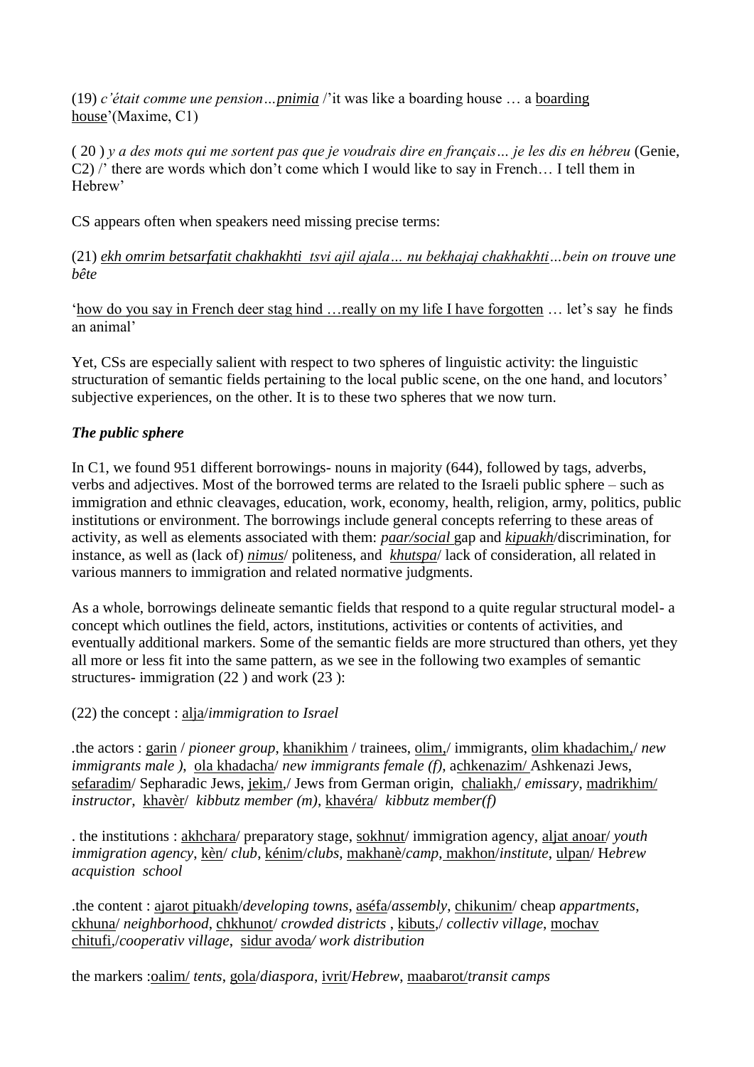(19) *c'était comme une pension…pnimia* /'it was like a boarding house … a boarding house'(Maxime, C1)

( 20 ) *y a des mots qui me sortent pas que je voudrais dire en français… je les dis en hébreu* (Genie, C2) /' there are words which don't come which I would like to say in French… I tell them in Hebrew'

CS appears often when speakers need missing precise terms:

(21) *ekh omrim betsarfatit chakhakhti tsvi ajil ajala… nu bekhajaj chakhakhti…bein on trouve une bête*

'how do you say in French deer stag hind …really on my life I have forgotten … let's say he finds an animal'

Yet, CSs are especially salient with respect to two spheres of linguistic activity: the linguistic structuration of semantic fields pertaining to the local public scene, on the one hand, and locutors' subjective experiences, on the other. It is to these two spheres that we now turn.

### *The public sphere*

In C1, we found 951 different borrowings- nouns in majority (644), followed by tags, adverbs, verbs and adjectives. Most of the borrowed terms are related to the Israeli public sphere – such as immigration and ethnic cleavages, education, work, economy, health, religion, army, politics, public institutions or environment. The borrowings include general concepts referring to these areas of activity, as well as elements associated with them: *paar/social* gap and *kipuakh*/discrimination, for instance, as well as (lack of) *nimus*/ politeness, and *khutspa*/ lack of consideration, all related in various manners to immigration and related normative judgments.

As a whole, borrowings delineate semantic fields that respond to a quite regular structural model- a concept which outlines the field, actors, institutions, activities or contents of activities, and eventually additional markers. Some of the semantic fields are more structured than others, yet they all more or less fit into the same pattern, as we see in the following two examples of semantic structures- immigration (22 ) and work (23 ):

(22) the concept : alja/*immigration to Israel*

.the actors : garin / *pioneer group*, khanikhim / trainees, olim,/ immigrants, olim khadachim,/ *new immigrants male )*, ola khadacha/ *new immigrants female (f)*, achkenazim/ Ashkenazi Jews, sefaradim/ Sepharadic Jews, jekim,/ Jews from German origin, chaliakh,/ *emissary*, madrikhim/ *instructor*, khavèr/ *kibbutz member (m)*, khavéra/ *kibbutz member(f)*

. the institutions : akhchara/ preparatory stage, sokhnut/ immigration agency, aljat anoar/ *youth immigration agency*, kèn/ *club*, kénim/*clubs*, makhanè/*camp*, makhon/*institute*, ulpan/ H*ebrew acquistion school*

.the content : ajarot pituakh/*developing towns*, aséfa/*assembly*, chikunim/ cheap *appartments*, ckhuna/ *neighborhood*, chkhunot/ *crowded districts* , kibuts,/ *collectiv village*, mochav chitufi,/*cooperativ village*, sidur avoda*/ work distribution*

the markers :oalim/ *tents*, gola/*diaspora*, ivrit/*Hebrew*, maabarot/*transit camps*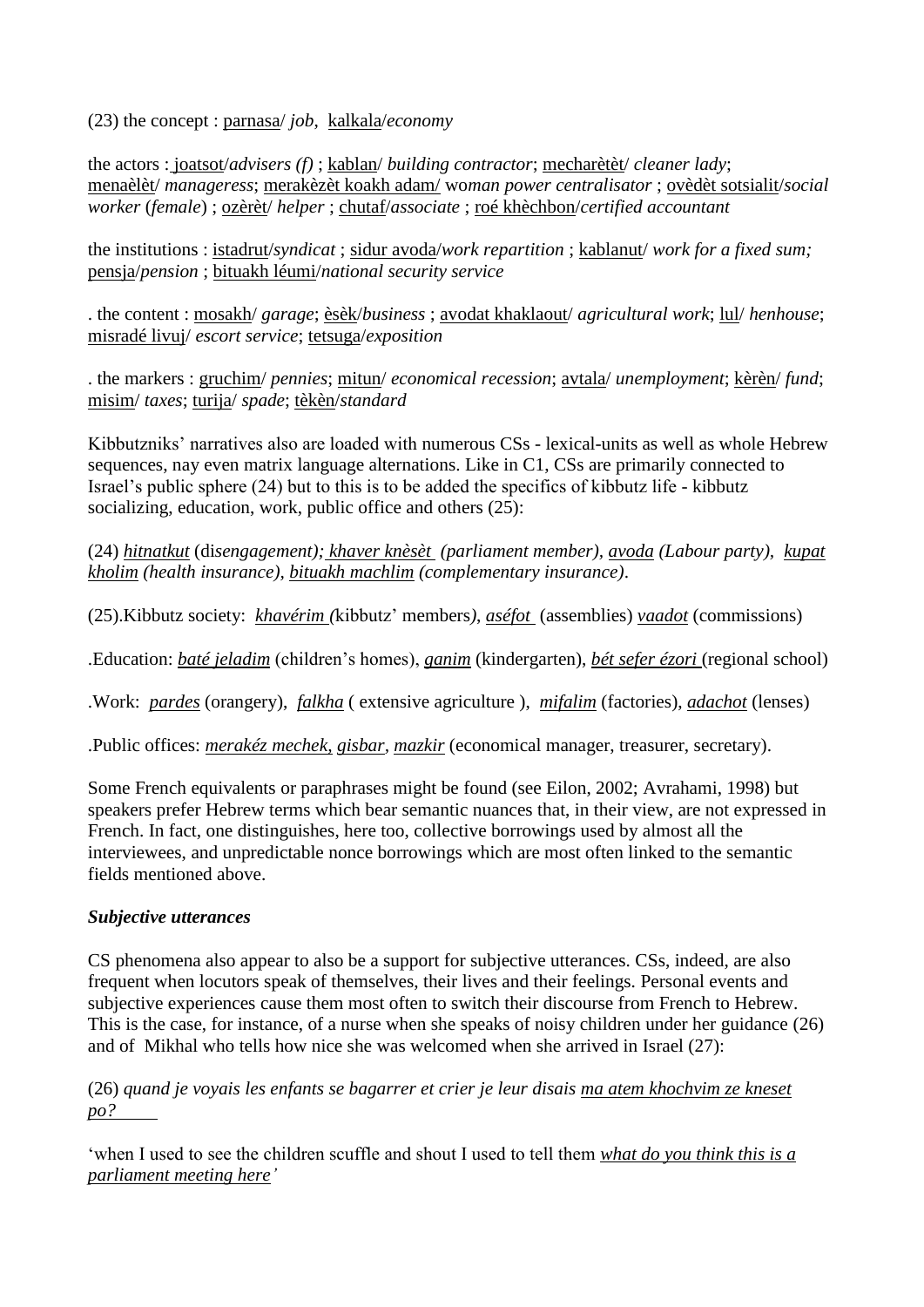(23) the concept : parnasa/ *job*, kalkala/*economy*

the actors : joatsot/*advisers (f)* ; kablan/ *building contractor*; mecharètèt/ *cleaner lady*; menaèlèt/ *manageress*; merakèzèt koakh adam/ w*oman power centralisator* ; ovèdèt sotsialit/*social worker* (*female*) ; ozèrèt/ *helper* ; chutaf/*associate* ; roé khèchbon/*certified accountant*

the institutions : istadrut/*syndicat* ; sidur avoda/*work repartition* ; kablanut/ *work for a fixed sum;* pensja/*pension* ; bituakh léumi/*national security service*

. the content : mosakh/ *garage*; èsèk/*business* ; avodat khaklaout/ *agricultural work*; lul/ *henhouse*; misradé livuj/ *escort service*; tetsuga/*exposition*

. the markers : gruchim/ *pennies*; mitun/ *economical recession*; avtala/ *unemployment*; kèrèn/ *fund*; misim/ *taxes*; turija/ *spade*; tèkèn/*standard*

Kibbutzniks' narratives also are loaded with numerous CSs - lexical-units as well as whole Hebrew sequences, nay even matrix language alternations. Like in C1, CSs are primarily connected to Israel's public sphere (24) but to this is to be added the specifics of kibbutz life - kibbutz socializing, education, work, public office and others (25):

(24) *hitnatkut* (di*sengagement); khaver knèsèt (parliament member), avoda (Labour party), kupat kholim (health insurance), bituakh machlim (complementary insurance)*.

(25).Kibbutz society: *khavérim (*kibbutz' members*), aséfot* (assemblies) *vaadot* (commissions)

.Education: *baté jeladim* (children's homes), *ganim* (kindergarten), *bét sefer ézori* (regional school)

.Work: *pardes* (orangery), *falkha* ( extensive agriculture ), *mifalim* (factories), *adachot* (lenses)

.Public offices: *merakéz mechek, gisbar, mazkir* (economical manager, treasurer, secretary).

Some French equivalents or paraphrases might be found (see Eilon, 2002; Avrahami, 1998) but speakers prefer Hebrew terms which bear semantic nuances that, in their view, are not expressed in French. In fact, one distinguishes, here too, collective borrowings used by almost all the interviewees, and unpredictable nonce borrowings which are most often linked to the semantic fields mentioned above.

### ***Subjective utterances***

CS phenomena also appear to also be a support for subjective utterances. CSs, indeed, are also frequent when locutors speak of themselves, their lives and their feelings. Personal events and subjective experiences cause them most often to switch their discourse from French to Hebrew. This is the case, for instance, of a nurse when she speaks of noisy children under her guidance (26) and of Mikhal who tells how nice she was welcomed when she arrived in Israel (27):

(26) *quand je voyais les enfants se bagarrer et crier je leur disais ma atem khochvim ze kneset po?*

'when I used to see the children scuffle and shout I used to tell them *what do you think this is a parliament meeting here'*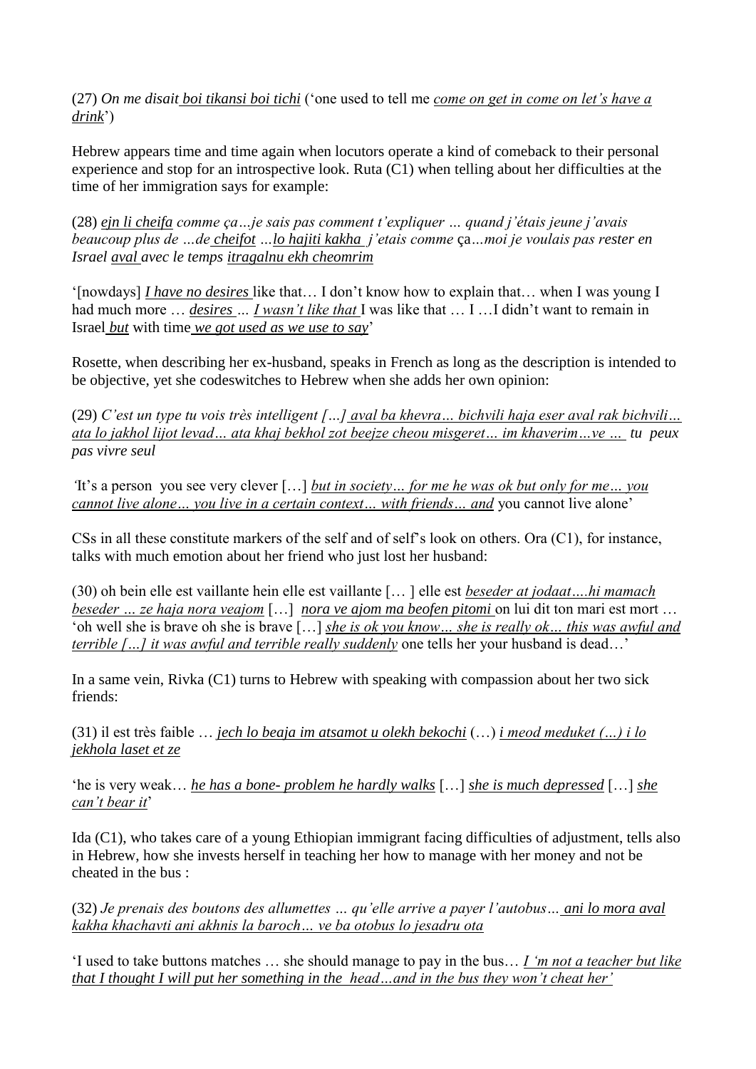(27) *On me disait* *boi tikansi boi tichi* ('one used to tell me *come on get in come on let's have a drink*')

Hebrew appears time and time again when locutors operate a kind of comeback to their personal experience and stop for an introspective look. Ruta (C1) when telling about her difficulties at the time of her immigration says for example:

(28) *ejn li cheifa comme ça…je sais pas comment t'expliquer … quand j'étais jeune j'avais beaucoup plus de …de cheifot …lo hajiti kakha j'etais comme ça…moi je voulais pas rester en Israel aval avec le temps itragalnu ekh cheomrim*

'[nowdays] *I have no desires* like that… I don't know how to explain that… when I was young I had much more … *desires* … *I wasn't like that* I was like that … I …I didn't want to remain in Israel *but* with time *we got used as we use to say*'

Rosette, when describing her ex-husband, speaks in French as long as the description is intended to be objective, yet she codeswitches to Hebrew when she adds her own opinion:

(29) *C'est un type tu vois très intelligent […] aval ba khevra… bichvili haja eser aval rak bichvili… ata lo jakhol lijot levad… ata khaj bekhol zot beejze cheou misgeret… im khaverim…ve … tu peux pas vivre seul*

'It's a person you see very clever […] *but in society… for me he was ok but only for me… you cannot live alone… you live in a certain context… with friends… and* you cannot live alone'

CSs in all these constitute markers of the self and of self's look on others. Ora (C1), for instance, talks with much emotion about her friend who just lost her husband:

(30) oh bein elle est vaillante hein elle est vaillante [… ] elle est *beseder at jodaat….hi mamach beseder … ze haja nora veajom* […] *nora ve ajom ma beofen pitomi* on lui dit ton mari est mort …
'oh well she is brave oh she is brave […] *she is ok you know… she is really ok… this was awful and terrible […] it was awful and terrible really suddenly* one tells her your husband is dead…'

In a same vein, Rivka (C1) turns to Hebrew with speaking with compassion about her two sick friends:

(31) il est très faible … *jech lo beaja im atsamot u olekh bekochi* (…) *i meod meduket (…) i lo jekhola laset et ze*

'he is very weak… *he has a bone- problem he hardly walks* […] *she is much depressed* […] *she can't bear it*'

Ida (C1), who takes care of a young Ethiopian immigrant facing difficulties of adjustment, tells also in Hebrew, how she invests herself in teaching her how to manage with her money and not be cheated in the bus :

(32) *Je prenais des boutons des allumettes … qu'elle arrive a payer l'autobus… ani lo mora aval kakha khachavti ani akhnis la baroch… ve ba otobus lo jesadru ota*

'I used to take buttons matches … she should manage to pay in the bus… *I 'm not a teacher but like that I thought I will put her something in the head…and in the bus they won't cheat her'*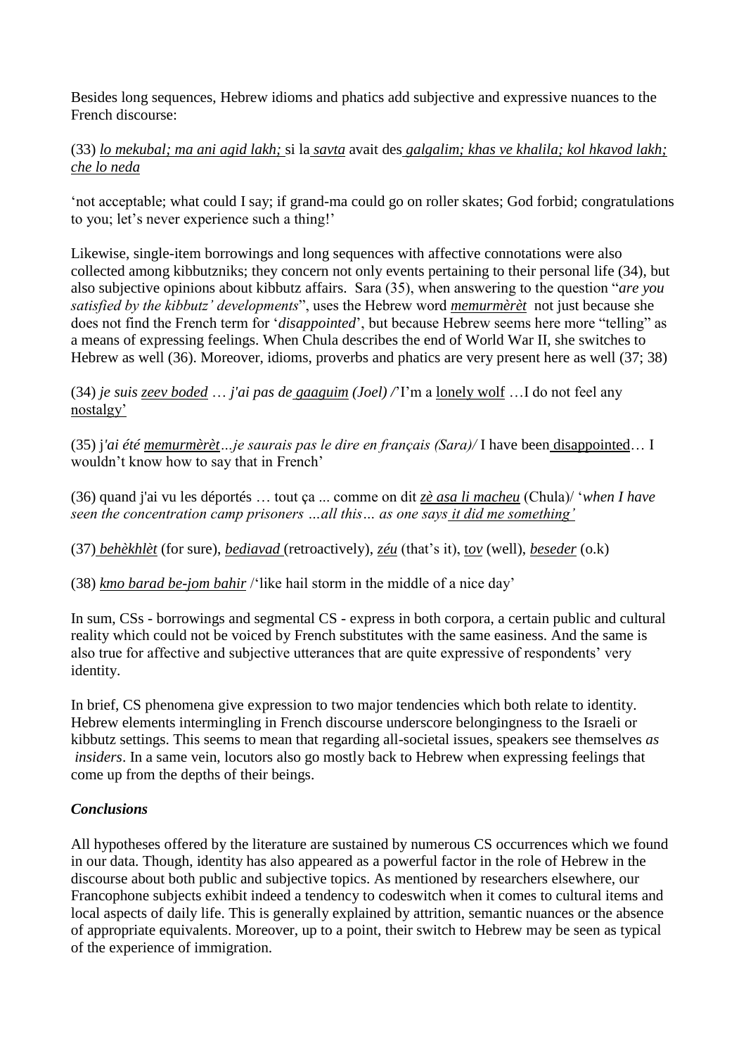Besides long sequences, Hebrew idioms and phatics add subjective and expressive nuances to the French discourse:

(33) <u>*lo mekubal; ma ani agid lakh;*</u> si la <u>*savta*</u> avait des <u>*galgalim; khas ve khalila; kol hkavod lakh; che lo neda*</u>

'not acceptable; what could I say; if grand-ma could go on roller skates; God forbid; congratulations to you; let's never experience such a thing!'

Likewise, single-item borrowings and long sequences with affective connotations were also collected among kibbutzniks; they concern not only events pertaining to their personal life (34), but also subjective opinions about kibbutz affairs. Sara (35), when answering to the question "*are you satisfied by the kibbutz' developments*", uses the Hebrew word <u>*memurmèrèt*</u> not just because she does not find the French term for '*disappointed*', but because Hebrew seems here more "telling" as a means of expressing feelings. When Chula describes the end of World War II, she switches to Hebrew as well (36). Moreover, idioms, proverbs and phatics are very present here as well (37; 38)

(34) *je suis <u>zeev boded</u> … j'ai pas de <u>gaaguim</u> (Joel) /*'I'm a <u>lonely wolf</u> …I do not feel any <u>nostalgy</u>'

(35) *j'ai été <u>memurmèrèt</u>…je saurais pas le dire en français (Sara)/* I have been <u>disappointed</u>… I wouldn't know how to say that in French'

(36) quand j'ai vu les déportés … tout ça ... comme on dit <u>*zè asa li macheu*</u> (Chula)/ '*when I have seen the concentration camp prisoners …all this… as one says <u>it did me something'</u>*

(37) <u>*behèkhlèt*</u> (for sure), <u>*bediavad*</u> (retroactively), <u>*zéu*</u> (that's it), <u>*tov*</u> (well), <u>*beseder*</u> (o.k)

(38) <u>*kmo barad be-jom bahir*</u> /'like hail storm in the middle of a nice day'

In sum, CSs - borrowings and segmental CS - express in both corpora, a certain public and cultural reality which could not be voiced by French substitutes with the same easiness. And the same is also true for affective and subjective utterances that are quite expressive of respondents' very identity.

In brief, CS phenomena give expression to two major tendencies which both relate to identity. Hebrew elements intermingling in French discourse underscore belongingness to the Israeli or kibbutz settings. This seems to mean that regarding all-societal issues, speakers see themselves *as insiders*. In a same vein, locutors also go mostly back to Hebrew when expressing feelings that come up from the depths of their beings.

### *Conclusions*

All hypotheses offered by the literature are sustained by numerous CS occurrences which we found in our data. Though, identity has also appeared as a powerful factor in the role of Hebrew in the discourse about both public and subjective topics. As mentioned by researchers elsewhere, our Francophone subjects exhibit indeed a tendency to codeswitch when it comes to cultural items and local aspects of daily life. This is generally explained by attrition, semantic nuances or the absence of appropriate equivalents. Moreover, up to a point, their switch to Hebrew may be seen as typical of the experience of immigration.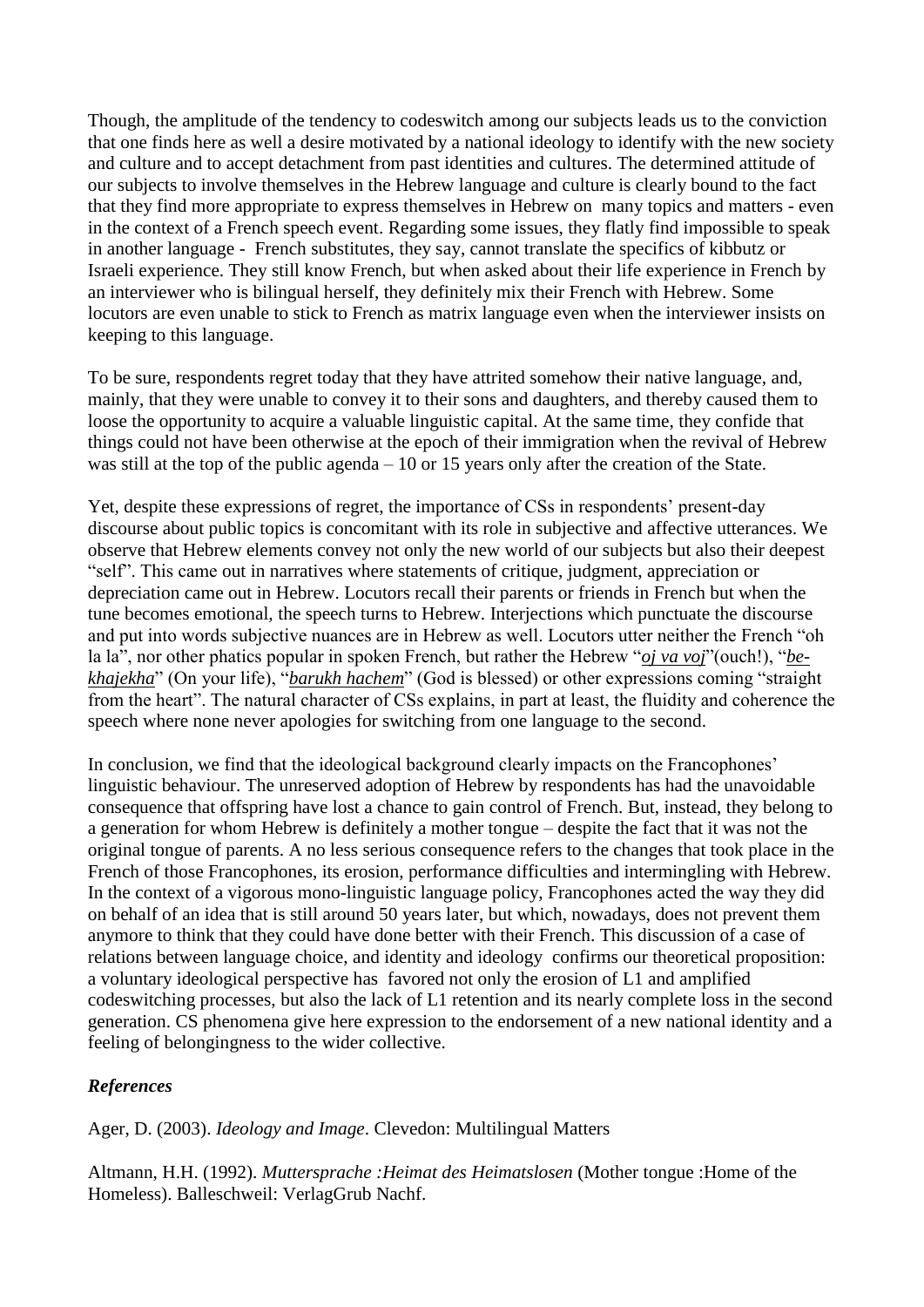Though, the amplitude of the tendency to codeswitch among our subjects leads us to the conviction that one finds here as well a desire motivated by a national ideology to identify with the new society and culture and to accept detachment from past identities and cultures. The determined attitude of our subjects to involve themselves in the Hebrew language and culture is clearly bound to the fact that they find more appropriate to express themselves in Hebrew on many topics and matters - even in the context of a French speech event. Regarding some issues, they flatly find impossible to speak in another language - French substitutes, they say, cannot translate the specifics of kibbutz or Israeli experience. They still know French, but when asked about their life experience in French by an interviewer who is bilingual herself, they definitely mix their French with Hebrew. Some locutors are even unable to stick to French as matrix language even when the interviewer insists on keeping to this language.

To be sure, respondents regret today that they have attrited somehow their native language, and, mainly, that they were unable to convey it to their sons and daughters, and thereby caused them to loose the opportunity to acquire a valuable linguistic capital. At the same time, they confide that things could not have been otherwise at the epoch of their immigration when the revival of Hebrew was still at the top of the public agenda – 10 or 15 years only after the creation of the State.

Yet, despite these expressions of regret, the importance of CSs in respondents' present-day discourse about public topics is concomitant with its role in subjective and affective utterances. We observe that Hebrew elements convey not only the new world of our subjects but also their deepest "self". This came out in narratives where statements of critique, judgment, appreciation or depreciation came out in Hebrew. Locutors recall their parents or friends in French but when the tune becomes emotional, the speech turns to Hebrew. Interjections which punctuate the discourse and put into words subjective nuances are in Hebrew as well. Locutors utter neither the French "oh la la", nor other phatics popular in spoken French, but rather the Hebrew "*oj va voj*"(ouch!), "*be-khajekha*" (On your life), "*barukh hachem*" (God is blessed) or other expressions coming "straight from the heart". The natural character of CSs explains, in part at least, the fluidity and coherence the speech where none never apologies for switching from one language to the second.

In conclusion, we find that the ideological background clearly impacts on the Francophones' linguistic behaviour. The unreserved adoption of Hebrew by respondents has had the unavoidable consequence that offspring have lost a chance to gain control of French. But, instead, they belong to a generation for whom Hebrew is definitely a mother tongue – despite the fact that it was not the original tongue of parents. A no less serious consequence refers to the changes that took place in the French of those Francophones, its erosion, performance difficulties and intermingling with Hebrew. In the context of a vigorous mono-linguistic language policy, Francophones acted the way they did on behalf of an idea that is still around 50 years later, but which, nowadays, does not prevent them anymore to think that they could have done better with their French. This discussion of a case of relations between language choice, and identity and ideology confirms our theoretical proposition: a voluntary ideological perspective has favored not only the erosion of L1 and amplified codeswitching processes, but also the lack of L1 retention and its nearly complete loss in the second generation. CS phenomena give here expression to the endorsement of a new national identity and a feeling of belongingness to the wider collective.

### *References*

Ager, D. (2003). *Ideology and Image*. Clevedon: Multilingual Matters

Altmann, H.H. (1992). *Muttersprache :Heimat des Heimatslosen* (Mother tongue :Home of the Homeless). Balleschweil: VerlagGrub Nachf.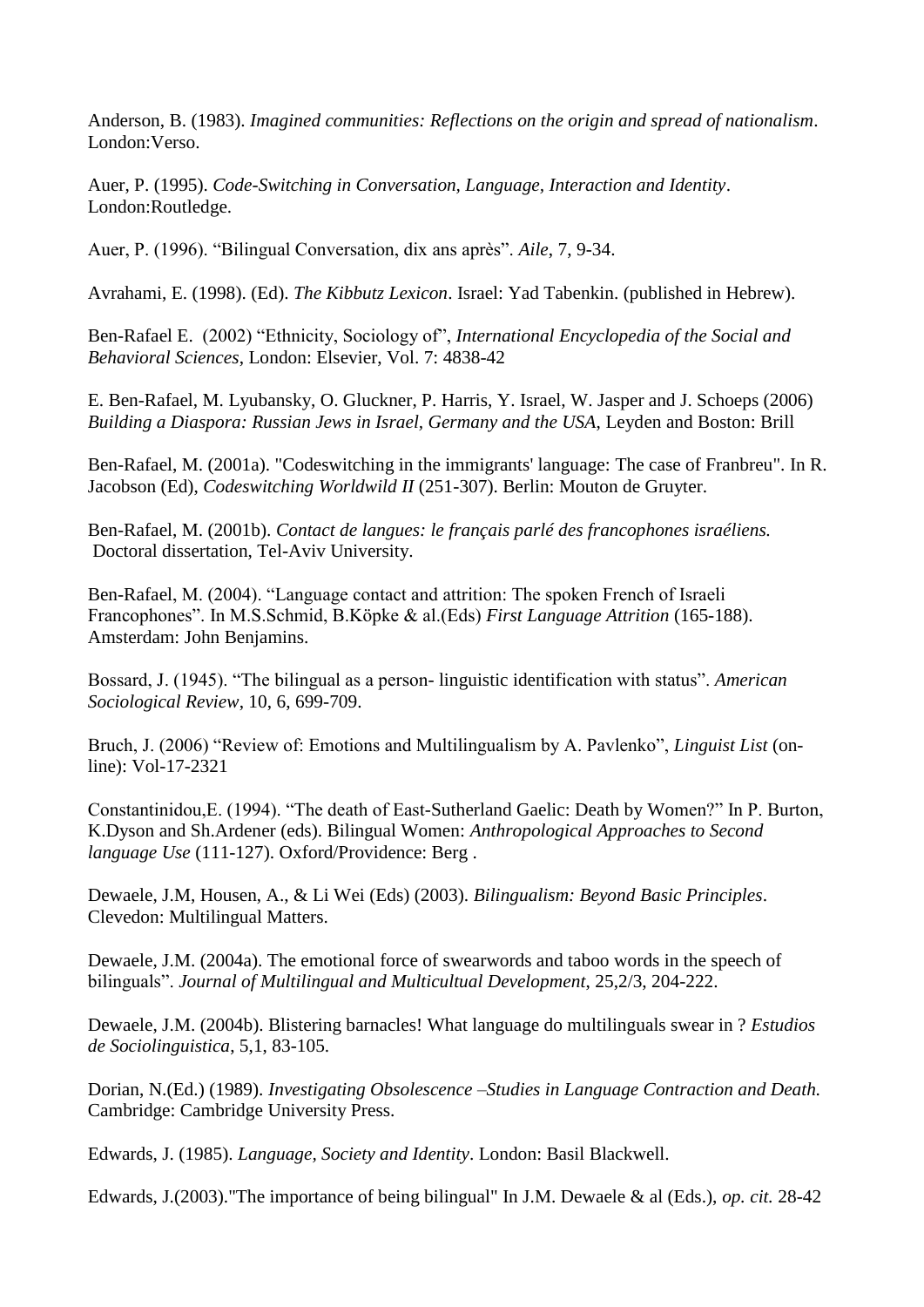Anderson, B. (1983). *Imagined communities: Reflections on the origin and spread of nationalism*. London:Verso.

Auer, P. (1995). *Code-Switching in Conversation, Language, Interaction and Identity*. London:Routledge.

Auer, P. (1996). "Bilingual Conversation, dix ans après". *Aile*, 7, 9-34.

Avrahami, E. (1998). (Ed). *The Kibbutz Lexicon*. Israel: Yad Tabenkin. (published in Hebrew).

Ben-Rafael E. (2002) "Ethnicity, Sociology of", *International Encyclopedia of the Social and Behavioral Sciences*, London: Elsevier, Vol. 7: 4838-42

E. Ben-Rafael, M. Lyubansky, O. Gluckner, P. Harris, Y. Israel, W. Jasper and J. Schoeps (2006) *Building a Diaspora: Russian Jews in Israel, Germany and the USA*, Leyden and Boston: Brill

Ben-Rafael, M. (2001a). "Codeswitching in the immigrants' language: The case of Franbreu". In R. Jacobson (Ed), *Codeswitching Worldwild II* (251-307). Berlin: Mouton de Gruyter.

Ben-Rafael, M. (2001b). *Contact de langues: le français parlé des francophones israéliens.* Doctoral dissertation, Tel-Aviv University.

Ben-Rafael, M. (2004). "Language contact and attrition: The spoken French of Israeli Francophones". In M.S.Schmid, B.Köpke & al.(Eds) *First Language Attrition* (165-188). Amsterdam: John Benjamins.

Bossard, J. (1945). "The bilingual as a person- linguistic identification with status". *American Sociological Review*, 10, 6, 699-709.

Bruch, J. (2006) "Review of: Emotions and Multilingualism by A. Pavlenko", *Linguist List* (on-line): Vol-17-2321

Constantinidou,E. (1994). "The death of East-Sutherland Gaelic: Death by Women?" In P. Burton, K.Dyson and Sh.Ardener (eds). Bilingual Women: *Anthropological Approaches to Second language Use* (111-127). Oxford/Providence: Berg .

Dewaele, J.M, Housen, A., & Li Wei (Eds) (2003). *Bilingualism: Beyond Basic Principles*. Clevedon: Multilingual Matters.

Dewaele, J.M. (2004a). The emotional force of swearwords and taboo words in the speech of bilinguals". *Journal of Multilingual and Multicultual Development*, 25,2/3, 204-222.

Dewaele, J.M. (2004b). Blistering barnacles! What language do multilinguals swear in ? *Estudios de Sociolinguistica*, 5,1, 83-105.

Dorian, N.(Ed.) (1989). *Investigating Obsolescence –Studies in Language Contraction and Death.* Cambridge: Cambridge University Press.

Edwards, J. (1985). *Language, Society and Identity*. London: Basil Blackwell.

Edwards, J.(2003)."The importance of being bilingual" In J.M. Dewaele & al (Eds.), *op. cit.* 28-42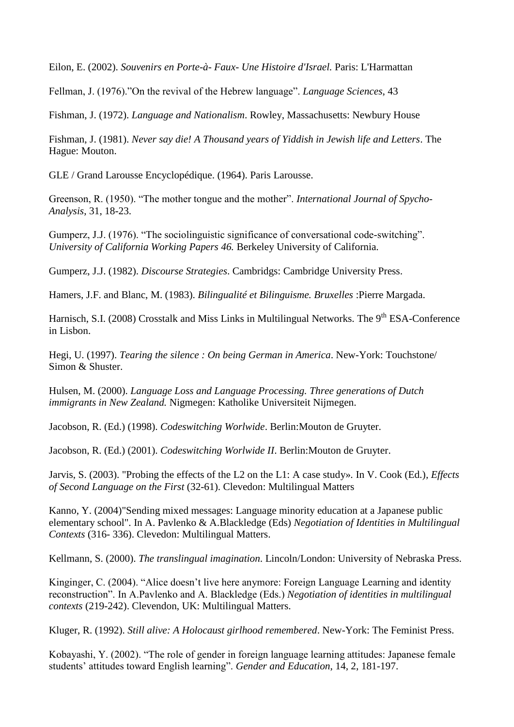Eilon, E. (2002). *Souvenirs en Porte-à- Faux- Une Histoire d'Israel.* Paris: L'Harmattan

Fellman, J. (1976)."On the revival of the Hebrew language". *Language Sciences*, 43

Fishman, J. (1972). *Language and Nationalism*. Rowley, Massachusetts: Newbury House

Fishman, J. (1981). *Never say die! A Thousand years of Yiddish in Jewish life and Letters*. The Hague: Mouton.

GLE / Grand Larousse Encyclopédique. (1964). Paris Larousse.

Greenson, R. (1950). "The mother tongue and the mother". *International Journal of Spycho-Analysis*, 31, 18-23.

Gumperz, J.J. (1976). "The sociolinguistic significance of conversational code-switching". *University of California Working Papers 46.* Berkeley University of California.

Gumperz, J.J. (1982). *Discourse Strategies*. Cambridgs: Cambridge University Press.

Hamers, J.F. and Blanc, M. (1983). *Bilingualité et Bilinguisme. Bruxelles* :Pierre Margada.

Harnisch, S.I. (2008) Crosstalk and Miss Links in Multilingual Networks. The 9th ESA-Conference in Lisbon.

Hegi, U. (1997). *Tearing the silence : On being German in America*. New-York: Touchstone/ Simon & Shuster.

Hulsen, M. (2000). *Language Loss and Language Processing. Three generations of Dutch immigrants in New Zealand.* Nigmegen: Katholike Universiteit Nijmegen.

Jacobson, R. (Ed.) (1998). *Codeswitching Worlwide*. Berlin:Mouton de Gruyter.

Jacobson, R. (Ed.) (2001). *Codeswitching Worlwide II*. Berlin:Mouton de Gruyter.

Jarvis, S. (2003). "Probing the effects of the L2 on the L1: A case study». In V. Cook (Ed.), *Effects of Second Language on the First* (32-61). Clevedon: Multilingual Matters

Kanno, Y. (2004)"Sending mixed messages: Language minority education at a Japanese public elementary school". In A. Pavlenko & A.Blackledge (Eds) *Negotiation of Identities in Multilingual Contexts* (316- 336). Clevedon: Multilingual Matters.

Kellmann, S. (2000). *The translingual imagination*. Lincoln/London: University of Nebraska Press.

Kinginger, C. (2004). "Alice doesn't live here anymore: Foreign Language Learning and identity reconstruction". In A.Pavlenko and A. Blackledge (Eds.) *Negotiation of identities in multilingual contexts* (219-242). Clevendon, UK: Multilingual Matters.

Kluger, R. (1992). *Still alive: A Holocaust girlhood remembered*. New-York: The Feminist Press.

Kobayashi, Y. (2002). "The role of gender in foreign language learning attitudes: Japanese female students' attitudes toward English learning". *Gender and Education*, 14, 2, 181-197.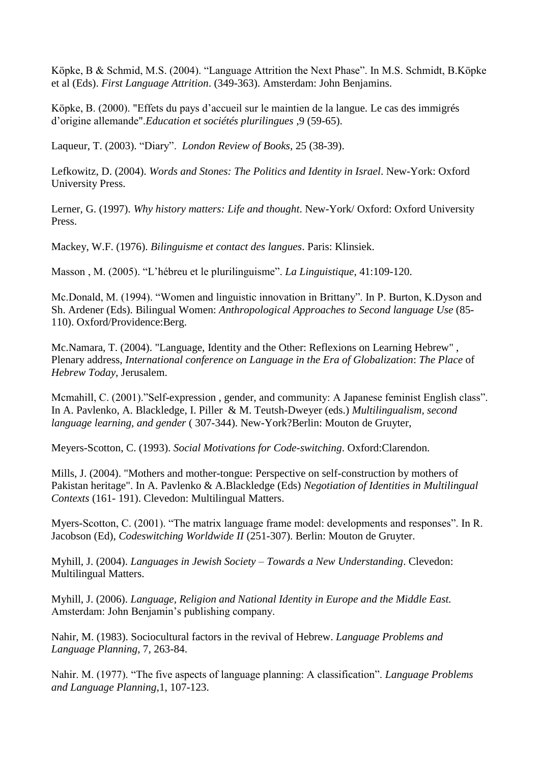Köpke, B & Schmid, M.S. (2004). “Language Attrition the Next Phase”. In M.S. Schmidt, B.Köpke et al (Eds). *First Language Attrition*. (349-363). Amsterdam: John Benjamins.

Köpke, B. (2000). "Effets du pays d’accueil sur le maintien de la langue. Le cas des immigrés d’origine allemande".*Education et sociétés plurilingues* ,9 (59-65).

Laqueur, T. (2003). “Diary”. *London Review of Books*, 25 (38-39).

Lefkowitz, D. (2004). *Words and Stones: The Politics and Identity in Israel*. New-York: Oxford University Press.

Lerner, G. (1997). *Why history matters: Life and thought*. New-York/ Oxford: Oxford University Press.

Mackey, W.F. (1976). *Bilinguisme et contact des langues*. Paris: Klinsiek.

Masson , M. (2005). “L’hébreu et le plurilinguisme”. *La Linguistique*, 41:109-120.

Mc.Donald, M. (1994). “Women and linguistic innovation in Brittany”. In P. Burton, K.Dyson and Sh. Ardener (Eds). Bilingual Women: *Anthropological Approaches to Second language Use* (85-110). Oxford/Providence:Berg.

Mc.Namara, T. (2004). "Language, Identity and the Other: Reflexions on Learning Hebrew" , Plenary address, *International conference on Language in the Era of Globalization*: *The Place* of *Hebrew Today*, Jerusalem.

Mcmahill, C. (2001).”Self-expression , gender, and community: A Japanese feminist English class”. In A. Pavlenko, A. Blackledge, I. Piller & M. Teutsh-Dweyer (eds.) *Multilingualism, second language learning, and gender* ( 307-344). New-York?Berlin: Mouton de Gruyter,

Meyers-Scotton, C. (1993). *Social Motivations for Code-switching*. Oxford:Clarendon.

Mills, J. (2004). "Mothers and mother-tongue: Perspective on self-construction by mothers of Pakistan heritage". In A. Pavlenko & A.Blackledge (Eds) *Negotiation of Identities in Multilingual Contexts* (161- 191). Clevedon: Multilingual Matters.

Myers-Scotton, C. (2001). “The matrix language frame model: developments and responses”. In R. Jacobson (Ed), *Codeswitching Worldwide II* (251-307). Berlin: Mouton de Gruyter.

Myhill, J. (2004). *Languages in Jewish Society – Towards a New Understanding*. Clevedon: Multilingual Matters.

Myhill, J. (2006). *Language, Religion and National Identity in Europe and the Middle East.* Amsterdam: John Benjamin’s publishing company.

Nahir, M. (1983). Sociocultural factors in the revival of Hebrew. *Language Problems and Language Planning*, 7, 263-84.

Nahir. M. (1977). “The five aspects of language planning: A classification”. *Language Problems and Language Planning*,1, 107-123.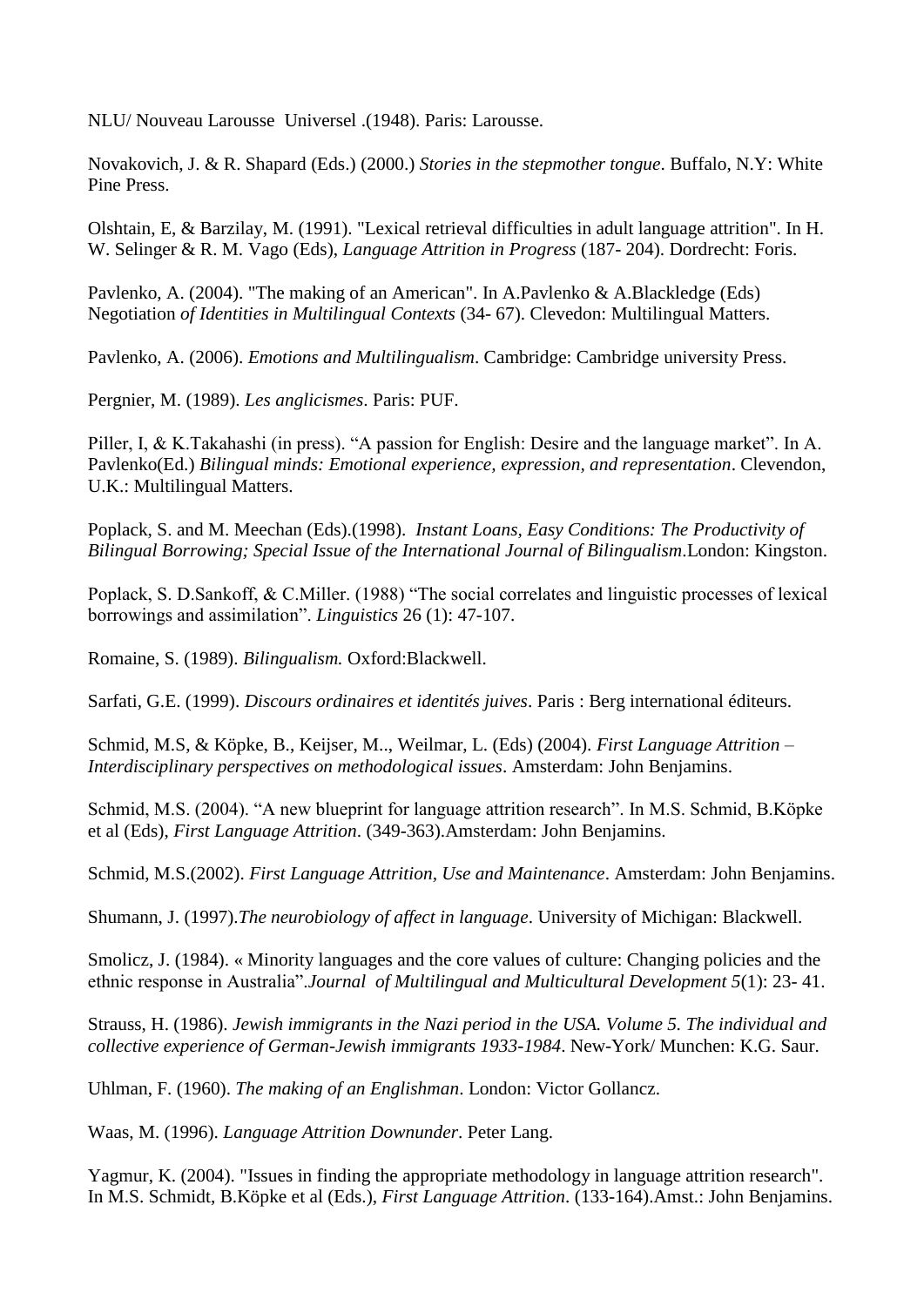NLU/ Nouveau Larousse  Universel .(1948). Paris: Larousse.

Novakovich, J. & R. Shapard (Eds.) (2000.) *Stories in the stepmother tongue*. Buffalo, N.Y: White Pine Press.

Olshtain, E, & Barzilay, M. (1991). "Lexical retrieval difficulties in adult language attrition". In H. W. Selinger & R. M. Vago (Eds), *Language Attrition in Progress* (187- 204). Dordrecht: Foris.

Pavlenko, A. (2004). "The making of an American". In A.Pavlenko & A.Blackledge (Eds) Negotiation *of Identities in Multilingual Contexts* (34- 67). Clevedon: Multilingual Matters.

Pavlenko, A. (2006). *Emotions and Multilingualism*. Cambridge: Cambridge university Press.

Pergnier, M. (1989). *Les anglicismes*. Paris: PUF.

Piller, I, & K.Takahashi (in press). "A passion for English: Desire and the language market". In A. Pavlenko(Ed.) *Bilingual minds: Emotional experience, expression, and representation*. Clevendon, U.K.: Multilingual Matters.

Poplack, S. and M. Meechan (Eds).(1998).  *Instant Loans, Easy Conditions: The Productivity of Bilingual Borrowing; Special Issue of the International Journal of Bilingualism*.London: Kingston.

Poplack, S. D.Sankoff, & C.Miller. (1988) "The social correlates and linguistic processes of lexical borrowings and assimilation". *Linguistics* 26 (1): 47-107.

Romaine, S. (1989). *Bilingualism.* Oxford:Blackwell.

Sarfati, G.E. (1999). *Discours ordinaires et identités juives*. Paris : Berg international éditeurs.

Schmid, M.S, & Köpke, B., Keijser, M.., Weilmar, L. (Eds) (2004). *First Language Attrition – Interdisciplinary perspectives on methodological issues*. Amsterdam: John Benjamins.

Schmid, M.S. (2004). "A new blueprint for language attrition research". In M.S. Schmid, B.Köpke et al (Eds), *First Language Attrition*. (349-363).Amsterdam: John Benjamins.

Schmid, M.S.(2002). *First Language Attrition, Use and Maintenance*. Amsterdam: John Benjamins.

Shumann, J. (1997).*The neurobiology of affect in language*. University of Michigan: Blackwell.

Smolicz, J. (1984). « Minority languages and the core values of culture: Changing policies and the ethnic response in Australia".*Journal  of Multilingual and Multicultural Development 5*(1): 23- 41.

Strauss, H. (1986). *Jewish immigrants in the Nazi period in the USA. Volume 5. The individual and collective experience of German-Jewish immigrants 1933-1984*. New-York/ Munchen: K.G. Saur.

Uhlman, F. (1960). *The making of an Englishman*. London: Victor Gollancz.

Waas, M. (1996). *Language Attrition Downunder*. Peter Lang.

Yagmur, K. (2004). "Issues in finding the appropriate methodology in language attrition research". In M.S. Schmidt, B.Köpke et al (Eds.), *First Language Attrition*. (133-164).Amst.: John Benjamins.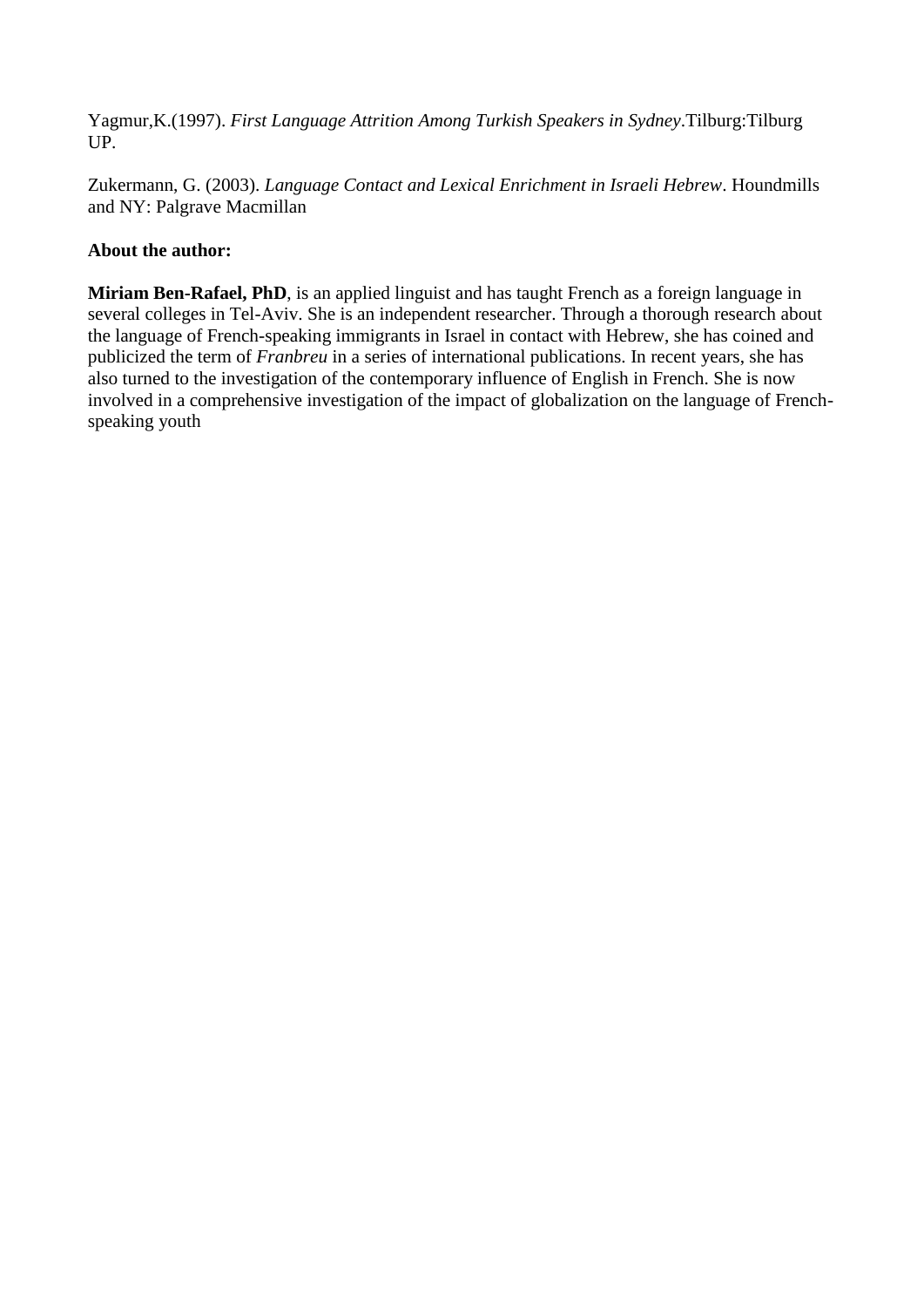Yagmur,K.(1997). *First Language Attrition Among Turkish Speakers in Sydney*.Tilburg:Tilburg UP.

Zukermann, G. (2003). *Language Contact and Lexical Enrichment in Israeli Hebrew*. Houndmills and NY: Palgrave Macmillan

**About the author:**

**Miriam Ben-Rafael, PhD**, is an applied linguist and has taught French as a foreign language in several colleges in Tel-Aviv. She is an independent researcher. Through a thorough research about the language of French-speaking immigrants in Israel in contact with Hebrew, she has coined and publicized the term of *Franbreu* in a series of international publications. In recent years, she has also turned to the investigation of the contemporary influence of English in French. She is now involved in a comprehensive investigation of the impact of globalization on the language of French-speaking youth